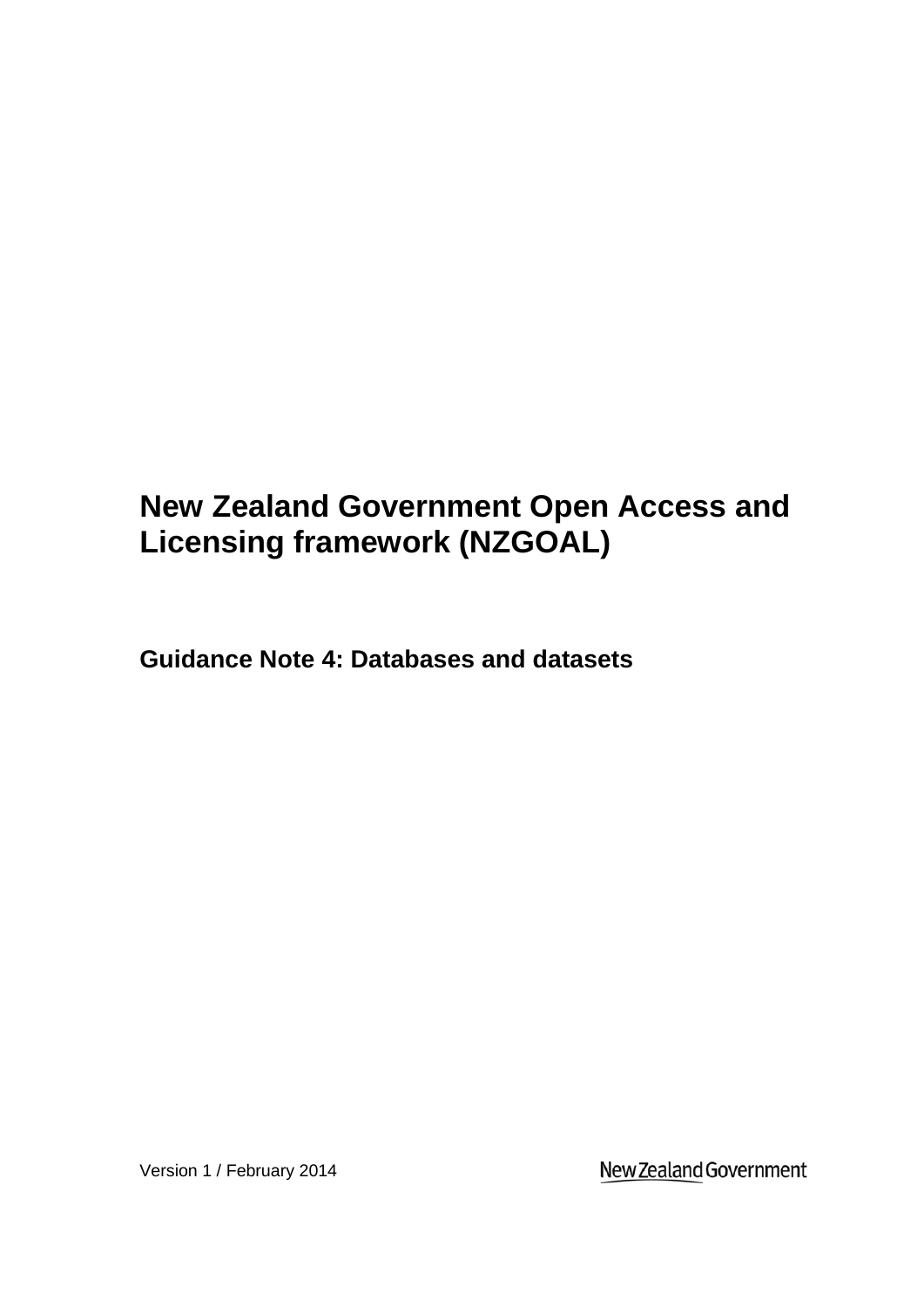# New Zealand Government Open Access and Licensing framework (NZGOAL)

## Guidance Note 4: Databases and datasets

Version 1 / February 2014

New Zealand Government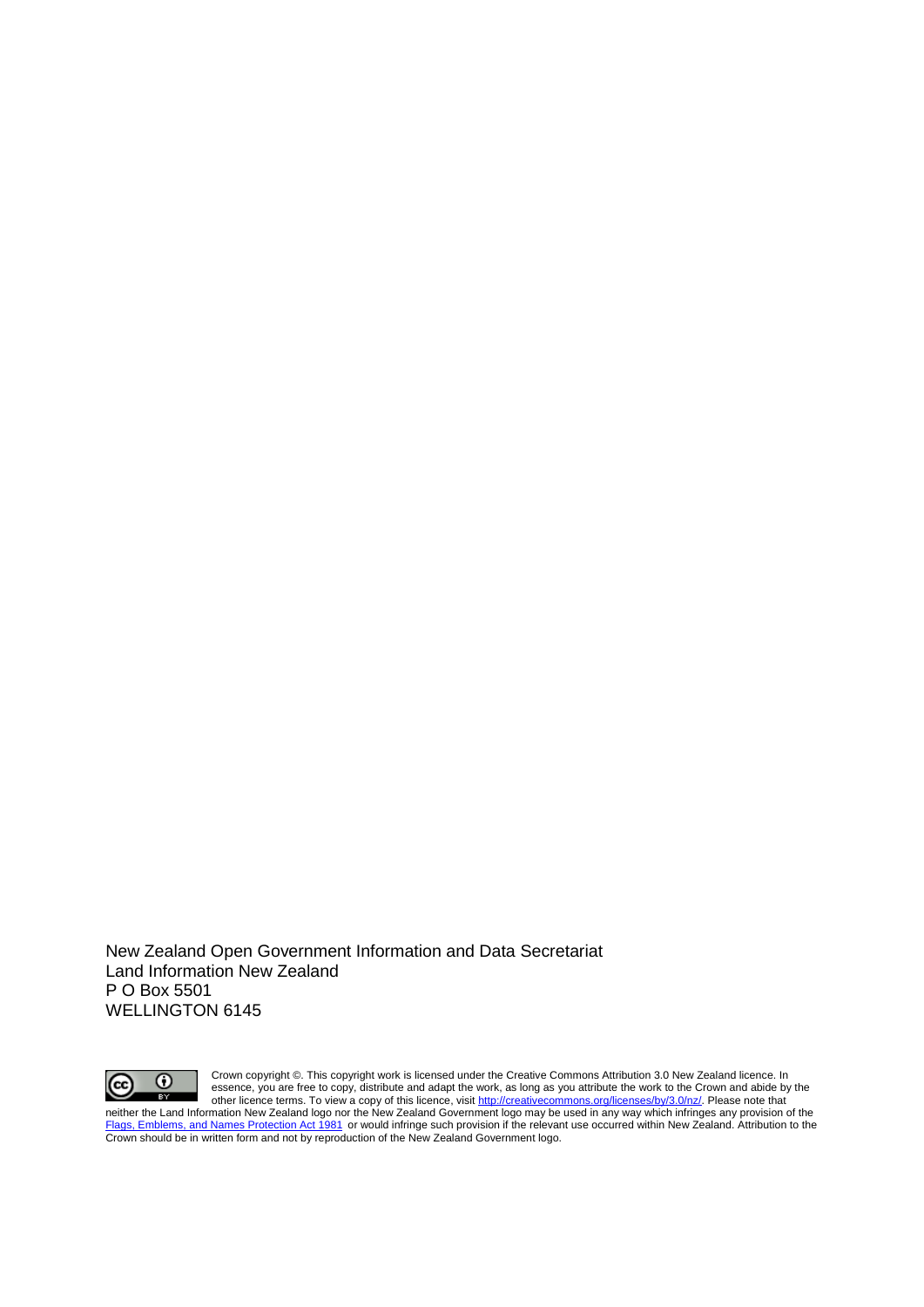New Zealand Open Government Information and Data Secretariat
Land Information New Zealand
P O Box 5501
WELLINGTON 6145

Crown copyright ©. This copyright work is licensed under the Creative Commons Attribution 3.0 New Zealand licence. In essence, you are free to copy, distribute and adapt the work, as long as you attribute the work to the Crown and abide by the other licence terms. To view a copy of this licence, visit [http://creativecommons.org/licenses/by/3.0/nz/](http://creativecommons.org/licenses/by/3.0/nz/). Please note that neither the Land Information New Zealand logo nor the New Zealand Government logo may be used in any way which infringes any provision of the Flags, Emblems, and Names Protection Act 1981 or would infringe such provision if the relevant use occurred within New Zealand. Attribution to the Crown should be in written form and not by reproduction of the New Zealand Government logo.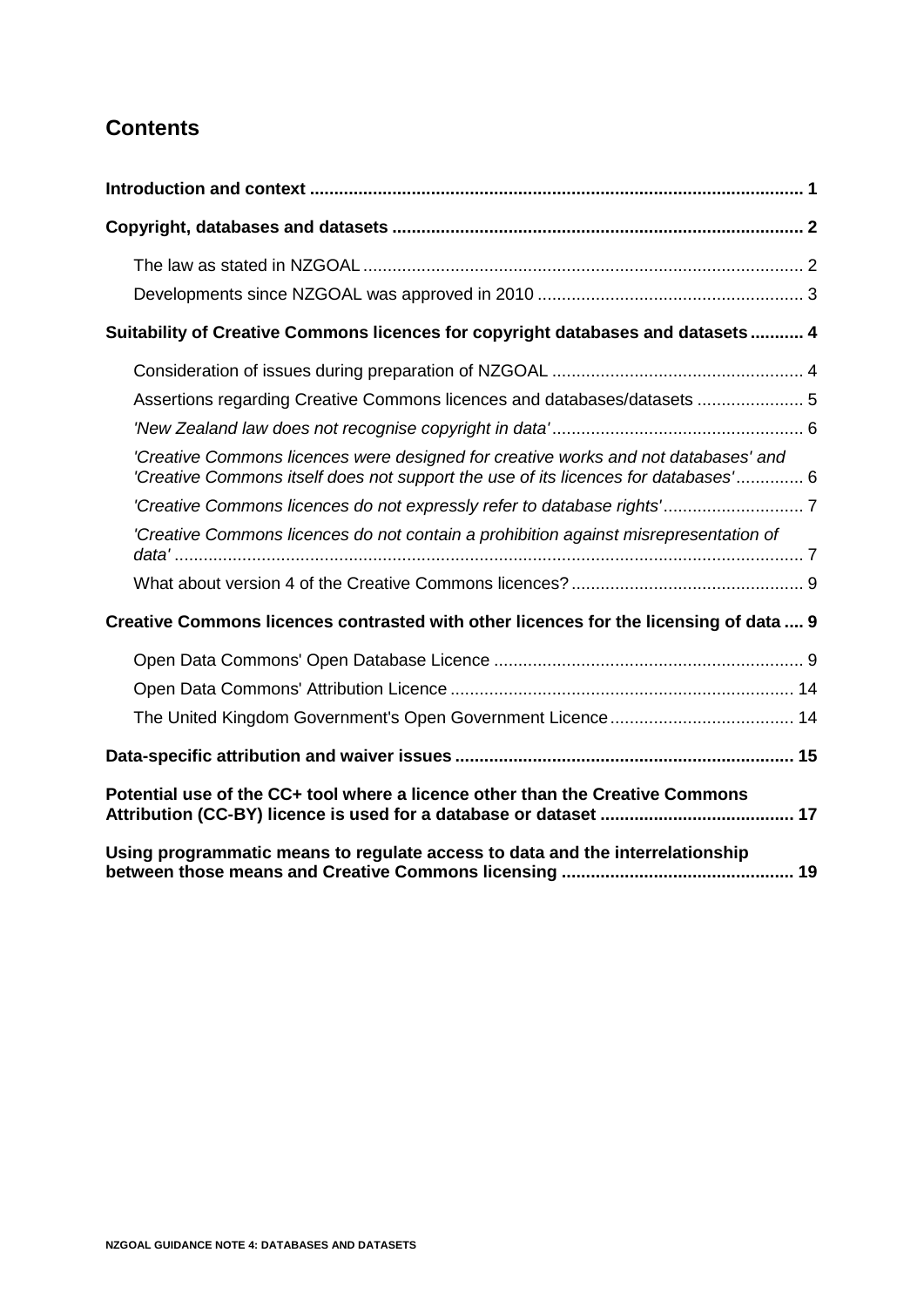## Contents

**Introduction and context ..... 1**

**Copyright, databases and datasets ..... 2**

- The law as stated in NZGOAL ..... 2
- Developments since NZGOAL was approved in 2010 ..... 3

**Suitability of Creative Commons licences for copyright databases and datasets ..... 4**

- Consideration of issues during preparation of NZGOAL ..... 4
- Assertions regarding Creative Commons licences and databases/datasets ..... 5
- *'New Zealand law does not recognise copyright in data'* ..... 6
- *'Creative Commons licences were designed for creative works and not databases' and 'Creative Commons itself does not support the use of its licences for databases'* ..... 6
- *'Creative Commons licences do not expressly refer to database rights'* ..... 7
- *'Creative Commons licences do not contain a prohibition against misrepresentation of data'* ..... 7
- What about version 4 of the Creative Commons licences? ..... 9

**Creative Commons licences contrasted with other licences for the licensing of data ..... 9**

- Open Data Commons' Open Database Licence ..... 9
- Open Data Commons' Attribution Licence ..... 14
- The United Kingdom Government's Open Government Licence ..... 14

**Data-specific attribution and waiver issues ..... 15**

**Potential use of the CC+ tool where a licence other than the Creative Commons Attribution (CC-BY) licence is used for a database or dataset ..... 17**

**Using programmatic means to regulate access to data and the interrelationship between those means and Creative Commons licensing ..... 19**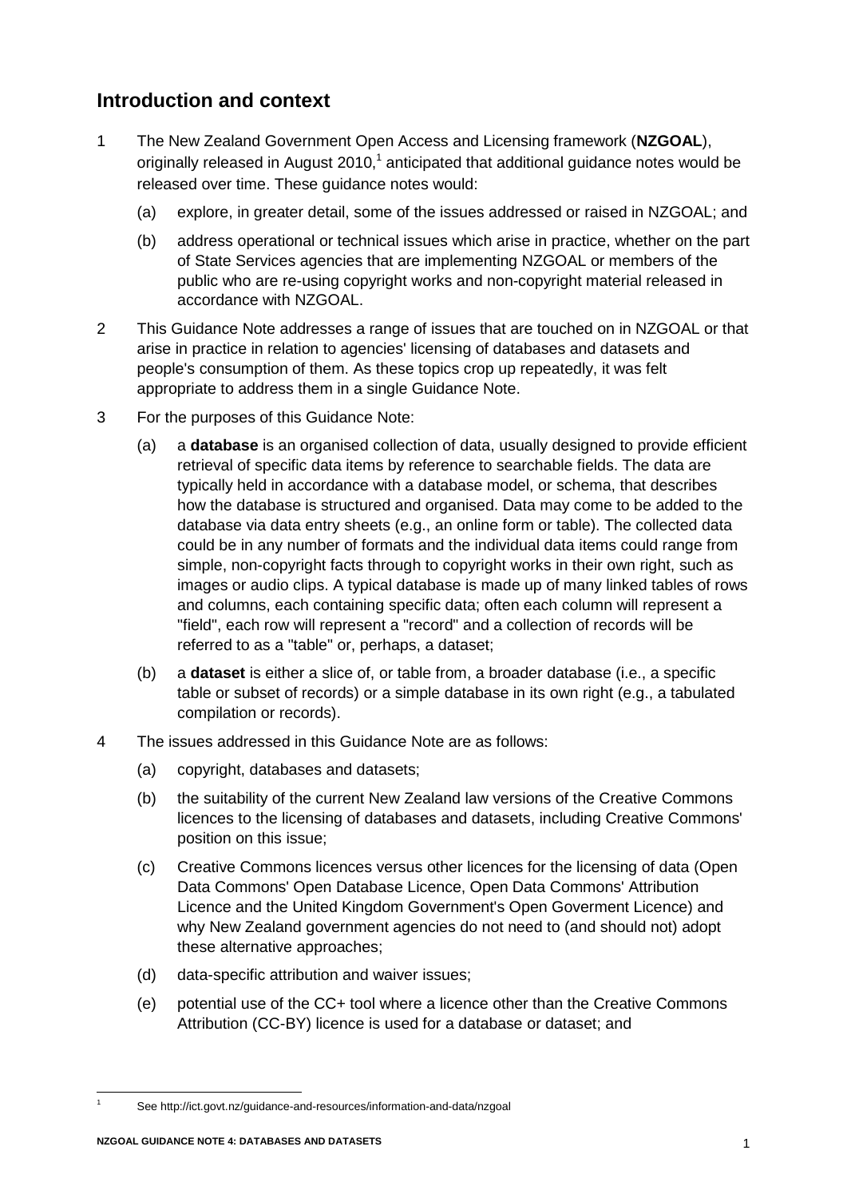## Introduction and context

1 The New Zealand Government Open Access and Licensing framework (**NZGOAL**), originally released in August 2010,[1] anticipated that additional guidance notes would be released over time. These guidance notes would:

   (a) explore, in greater detail, some of the issues addressed or raised in NZGOAL; and

   (b) address operational or technical issues which arise in practice, whether on the part of State Services agencies that are implementing NZGOAL or members of the public who are re-using copyright works and non-copyright material released in accordance with NZGOAL.

2 This Guidance Note addresses a range of issues that are touched on in NZGOAL or that arise in practice in relation to agencies' licensing of databases and datasets and people's consumption of them. As these topics crop up repeatedly, it was felt appropriate to address them in a single Guidance Note.

3 For the purposes of this Guidance Note:

   (a) a **database** is an organised collection of data, usually designed to provide efficient retrieval of specific data items by reference to searchable fields. The data are typically held in accordance with a database model, or schema, that describes how the database is structured and organised. Data may come to be added to the database via data entry sheets (e.g., an online form or table). The collected data could be in any number of formats and the individual data items could range from simple, non-copyright facts through to copyright works in their own right, such as images or audio clips. A typical database is made up of many linked tables of rows and columns, each containing specific data; often each column will represent a "field", each row will represent a "record" and a collection of records will be referred to as a "table" or, perhaps, a dataset;

   (b) a **dataset** is either a slice of, or table from, a broader database (i.e., a specific table or subset of records) or a simple database in its own right (e.g., a tabulated compilation or records).

4 The issues addressed in this Guidance Note are as follows:

   (a) copyright, databases and datasets;

   (b) the suitability of the current New Zealand law versions of the Creative Commons licences to the licensing of databases and datasets, including Creative Commons' position on this issue;

   (c) Creative Commons licences versus other licences for the licensing of data (Open Data Commons' Open Database Licence, Open Data Commons' Attribution Licence and the United Kingdom Government's Open Goverment Licence) and why New Zealand government agencies do not need to (and should not) adopt these alternative approaches;

   (d) data-specific attribution and waiver issues;

   (e) potential use of the CC+ tool where a licence other than the Creative Commons Attribution (CC-BY) licence is used for a database or dataset; and

---

[1] See http://ict.govt.nz/guidance-and-resources/information-and-data/nzgoal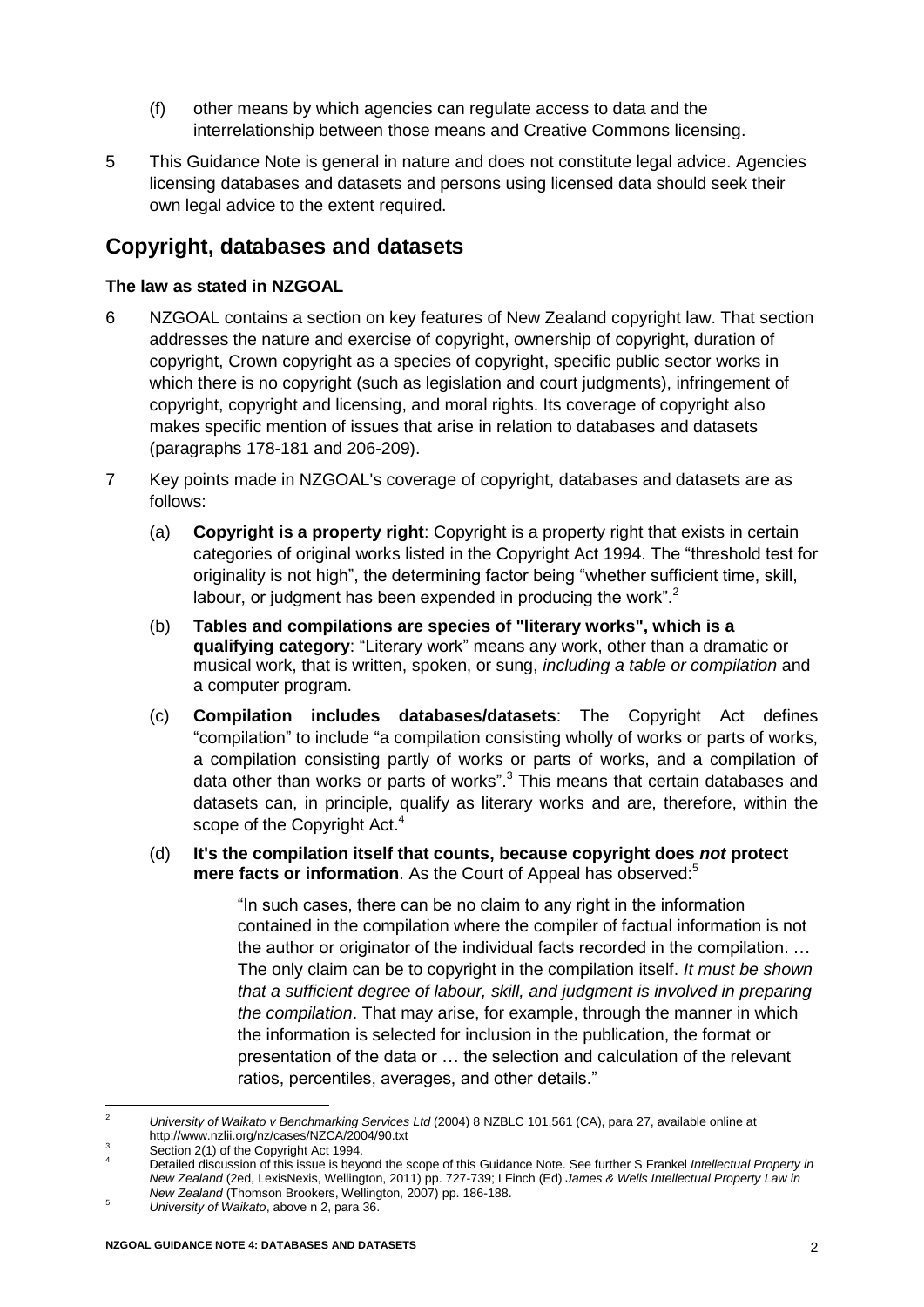(f) other means by which agencies can regulate access to data and the interrelationship between those means and Creative Commons licensing.

5 This Guidance Note is general in nature and does not constitute legal advice. Agencies licensing databases and datasets and persons using licensed data should seek their own legal advice to the extent required.

## Copyright, databases and datasets

### The law as stated in NZGOAL

6 NZGOAL contains a section on key features of New Zealand copyright law. That section addresses the nature and exercise of copyright, ownership of copyright, duration of copyright, Crown copyright as a species of copyright, specific public sector works in which there is no copyright (such as legislation and court judgments), infringement of copyright, copyright and licensing, and moral rights. Its coverage of copyright also makes specific mention of issues that arise in relation to databases and datasets (paragraphs 178-181 and 206-209).

7 Key points made in NZGOAL's coverage of copyright, databases and datasets are as follows:

(a) **Copyright is a property right**: Copyright is a property right that exists in certain categories of original works listed in the Copyright Act 1994. The "threshold test for originality is not high", the determining factor being "whether sufficient time, skill, labour, or judgment has been expended in producing the work".[2]

(b) **Tables and compilations are species of "literary works", which is a qualifying category**: "Literary work" means any work, other than a dramatic or musical work, that is written, spoken, or sung, *including a table or compilation* and a computer program.

(c) **Compilation includes databases/datasets**: The Copyright Act defines "compilation" to include "a compilation consisting wholly of works or parts of works, a compilation consisting partly of works or parts of works, and a compilation of data other than works or parts of works".[3] This means that certain databases and datasets can, in principle, qualify as literary works and are, therefore, within the scope of the Copyright Act.[4]

(d) **It's the compilation itself that counts, because copyright does *not* protect mere facts or information**. As the Court of Appeal has observed:[5]

> "In such cases, there can be no claim to any right in the information contained in the compilation where the compiler of factual information is not the author or originator of the individual facts recorded in the compilation. … The only claim can be to copyright in the compilation itself. *It must be shown that a sufficient degree of labour, skill, and judgment is involved in preparing the compilation*. That may arise, for example, through the manner in which the information is selected for inclusion in the publication, the format or presentation of the data or … the selection and calculation of the relevant ratios, percentiles, averages, and other details."

---

[2] *University of Waikato v Benchmarking Services Ltd* (2004) 8 NZBLC 101,561 (CA), para 27, available online at http://www.nzlii.org/nz/cases/NZCA/2004/90.txt

[3] Section 2(1) of the Copyright Act 1994.

[4] Detailed discussion of this issue is beyond the scope of this Guidance Note. See further S Frankel *Intellectual Property in New Zealand* (2ed, LexisNexis, Wellington, 2011) pp. 727-739; I Finch (Ed) *James & Wells Intellectual Property Law in New Zealand* (Thomson Brookers, Wellington, 2007) pp. 186-188.

[5] *University of Waikato*, above n 2, para 36.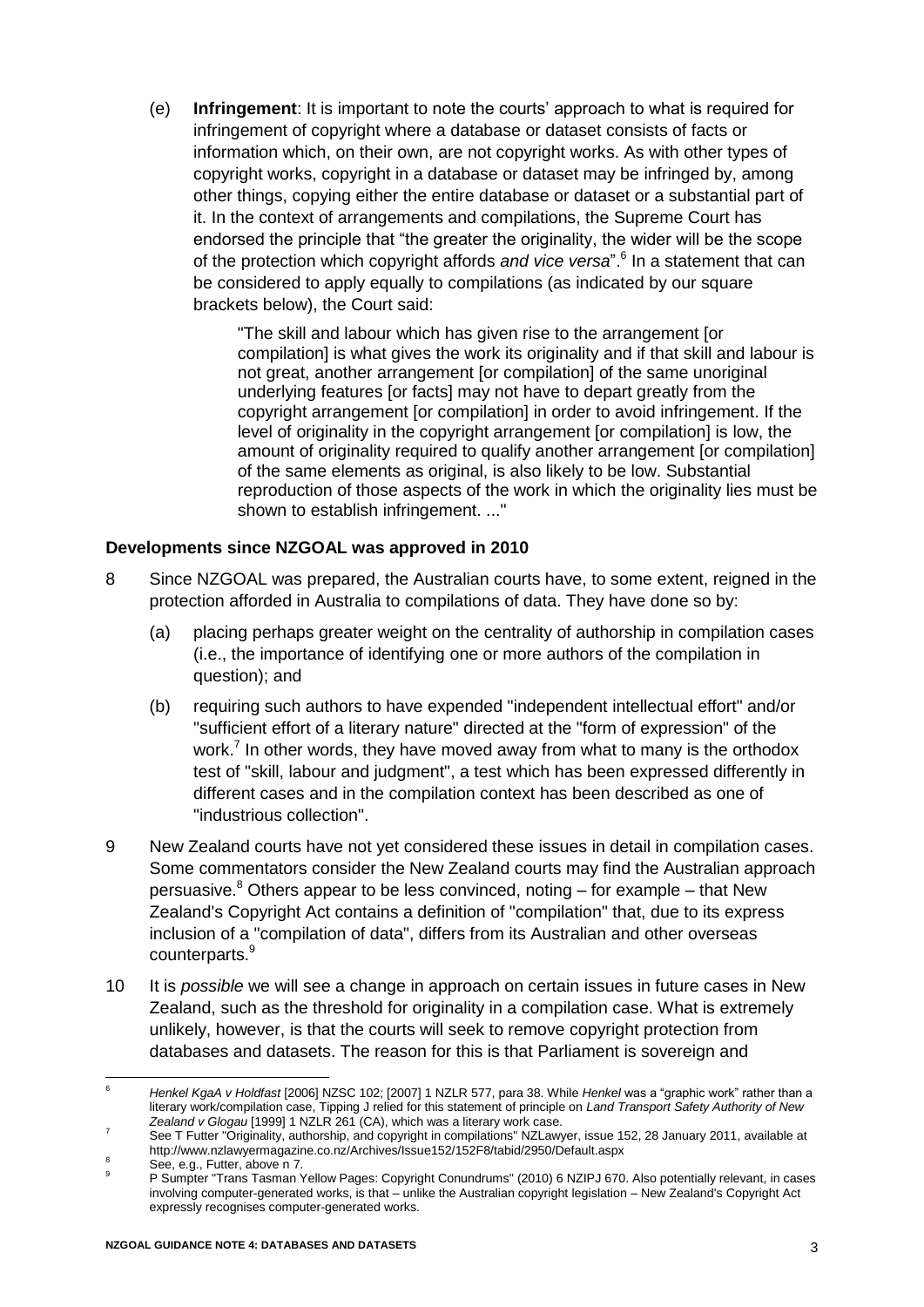(e) **Infringement**: It is important to note the courts' approach to what is required for infringement of copyright where a database or dataset consists of facts or information which, on their own, are not copyright works. As with other types of copyright works, copyright in a database or dataset may be infringed by, among other things, copying either the entire database or dataset or a substantial part of it. In the context of arrangements and compilations, the Supreme Court has endorsed the principle that "the greater the originality, the wider will be the scope of the protection which copyright affords *and vice versa*".[6] In a statement that can be considered to apply equally to compilations (as indicated by our square brackets below), the Court said:

> "The skill and labour which has given rise to the arrangement [or compilation] is what gives the work its originality and if that skill and labour is not great, another arrangement [or compilation] of the same unoriginal underlying features [or facts] may not have to depart greatly from the copyright arrangement [or compilation] in order to avoid infringement. If the level of originality in the copyright arrangement [or compilation] is low, the amount of originality required to qualify another arrangement [or compilation] of the same elements as original, is also likely to be low. Substantial reproduction of those aspects of the work in which the originality lies must be shown to establish infringement. ..."

**Developments since NZGOAL was approved in 2010**

8 Since NZGOAL was prepared, the Australian courts have, to some extent, reigned in the protection afforded in Australia to compilations of data. They have done so by:

(a) placing perhaps greater weight on the centrality of authorship in compilation cases (i.e., the importance of identifying one or more authors of the compilation in question); and

(b) requiring such authors to have expended "independent intellectual effort" and/or "sufficient effort of a literary nature" directed at the "form of expression" of the work.[7] In other words, they have moved away from what to many is the orthodox test of "skill, labour and judgment", a test which has been expressed differently in different cases and in the compilation context has been described as one of "industrious collection".

9 New Zealand courts have not yet considered these issues in detail in compilation cases. Some commentators consider the New Zealand courts may find the Australian approach persuasive.[8] Others appear to be less convinced, noting – for example – that New Zealand's Copyright Act contains a definition of "compilation" that, due to its express inclusion of a "compilation of data", differs from its Australian and other overseas counterparts.[9]

10 It is *possible* we will see a change in approach on certain issues in future cases in New Zealand, such as the threshold for originality in a compilation case. What is extremely unlikely, however, is that the courts will seek to remove copyright protection from databases and datasets. The reason for this is that Parliament is sovereign and

---

[6] *Henkel KgaA v Holdfast* [2006] NZSC 102; [2007] 1 NZLR 577, para 38. While *Henkel* was a "graphic work" rather than a literary work/compilation case, Tipping J relied for this statement of principle on *Land Transport Safety Authority of New Zealand v Glogau* [1999] 1 NZLR 261 (CA), which was a literary work case.

[7] See T Futter "Originality, authorship, and copyright in compilations" NZLawyer, issue 152, 28 January 2011, available at http://www.nzlawyermagazine.co.nz/Archives/Issue152/152F8/tabid/2950/Default.aspx

[8] See, e.g., Futter, above n 7.

[9] P Sumpter "Trans Tasman Yellow Pages: Copyright Conundrums" (2010) 6 NZIPJ 670. Also potentially relevant, in cases involving computer-generated works, is that – unlike the Australian copyright legislation – New Zealand's Copyright Act expressly recognises computer-generated works.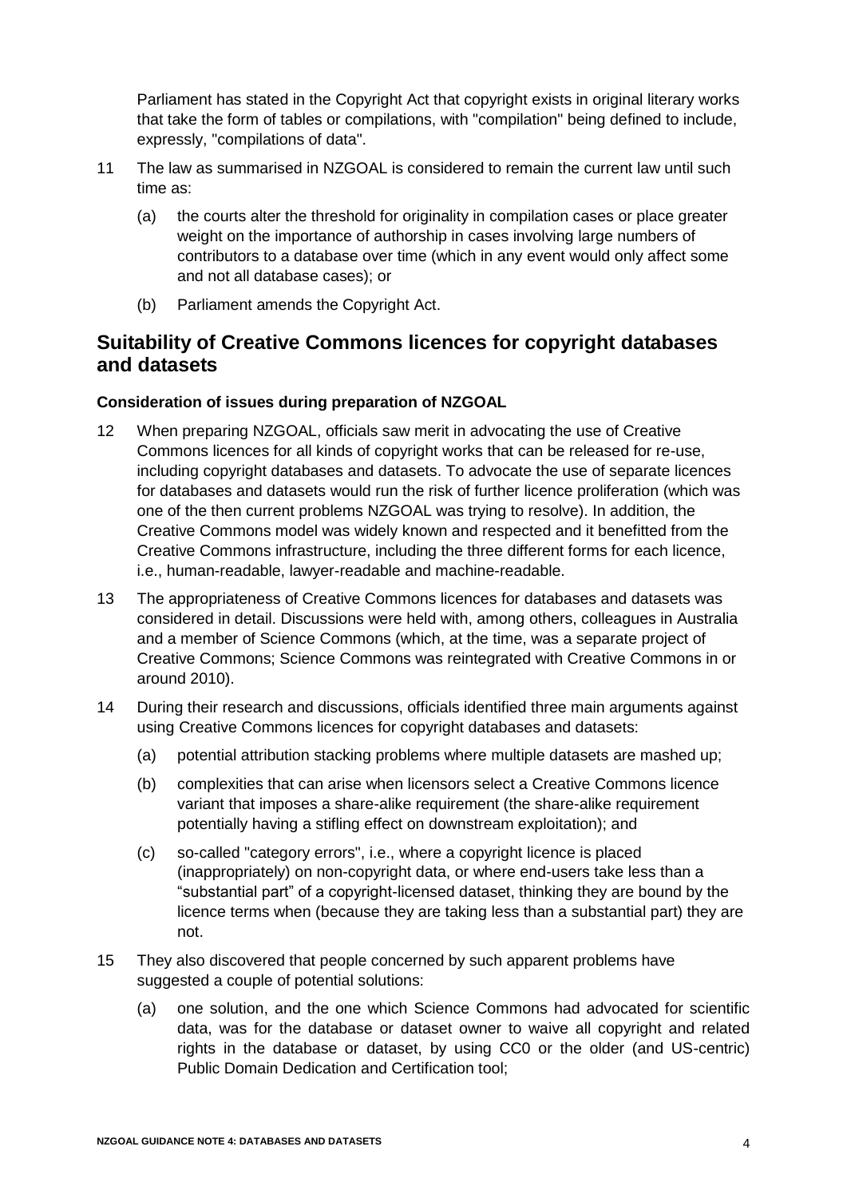Parliament has stated in the Copyright Act that copyright exists in original literary works that take the form of tables or compilations, with "compilation" being defined to include, expressly, "compilations of data".

11 The law as summarised in NZGOAL is considered to remain the current law until such time as:

   (a) the courts alter the threshold for originality in compilation cases or place greater weight on the importance of authorship in cases involving large numbers of contributors to a database over time (which in any event would only affect some and not all database cases); or

   (b) Parliament amends the Copyright Act.

## Suitability of Creative Commons licences for copyright databases and datasets

### Consideration of issues during preparation of NZGOAL

12 When preparing NZGOAL, officials saw merit in advocating the use of Creative Commons licences for all kinds of copyright works that can be released for re-use, including copyright databases and datasets. To advocate the use of separate licences for databases and datasets would run the risk of further licence proliferation (which was one of the then current problems NZGOAL was trying to resolve). In addition, the Creative Commons model was widely known and respected and it benefitted from the Creative Commons infrastructure, including the three different forms for each licence, i.e., human-readable, lawyer-readable and machine-readable.

13 The appropriateness of Creative Commons licences for databases and datasets was considered in detail. Discussions were held with, among others, colleagues in Australia and a member of Science Commons (which, at the time, was a separate project of Creative Commons; Science Commons was reintegrated with Creative Commons in or around 2010).

14 During their research and discussions, officials identified three main arguments against using Creative Commons licences for copyright databases and datasets:

   (a) potential attribution stacking problems where multiple datasets are mashed up;

   (b) complexities that can arise when licensors select a Creative Commons licence variant that imposes a share-alike requirement (the share-alike requirement potentially having a stifling effect on downstream exploitation); and

   (c) so-called "category errors", i.e., where a copyright licence is placed (inappropriately) on non-copyright data, or where end-users take less than a "substantial part" of a copyright-licensed dataset, thinking they are bound by the licence terms when (because they are taking less than a substantial part) they are not.

15 They also discovered that people concerned by such apparent problems have suggested a couple of potential solutions:

   (a) one solution, and the one which Science Commons had advocated for scientific data, was for the database or dataset owner to waive all copyright and related rights in the database or dataset, by using CC0 or the older (and US-centric) Public Domain Dedication and Certification tool;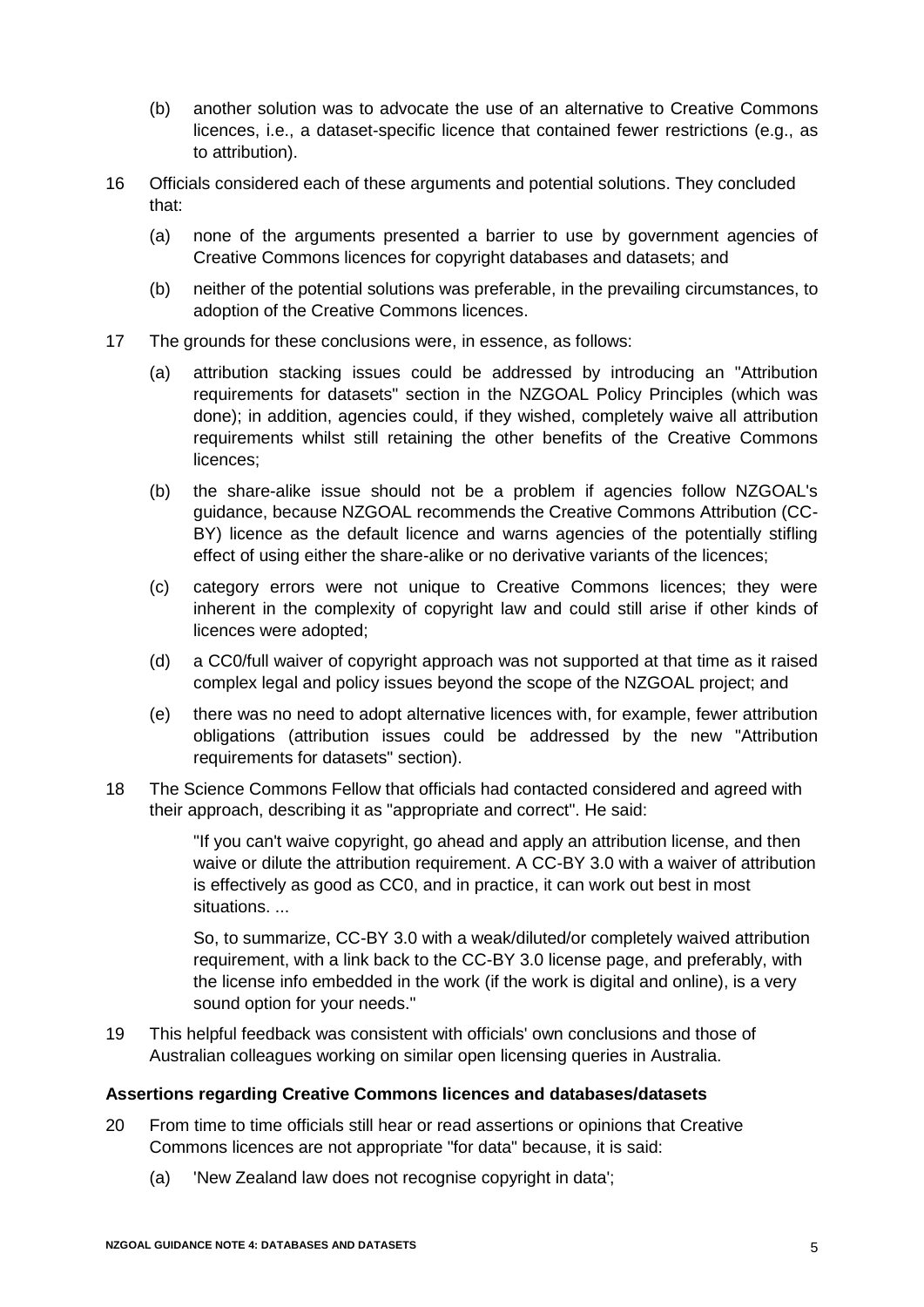(b) another solution was to advocate the use of an alternative to Creative Commons licences, i.e., a dataset-specific licence that contained fewer restrictions (e.g., as to attribution).

16 Officials considered each of these arguments and potential solutions. They concluded that:

(a) none of the arguments presented a barrier to use by government agencies of Creative Commons licences for copyright databases and datasets; and

(b) neither of the potential solutions was preferable, in the prevailing circumstances, to adoption of the Creative Commons licences.

17 The grounds for these conclusions were, in essence, as follows:

(a) attribution stacking issues could be addressed by introducing an "Attribution requirements for datasets" section in the NZGOAL Policy Principles (which was done); in addition, agencies could, if they wished, completely waive all attribution requirements whilst still retaining the other benefits of the Creative Commons licences;

(b) the share-alike issue should not be a problem if agencies follow NZGOAL's guidance, because NZGOAL recommends the Creative Commons Attribution (CC-BY) licence as the default licence and warns agencies of the potentially stifling effect of using either the share-alike or no derivative variants of the licences;

(c) category errors were not unique to Creative Commons licences; they were inherent in the complexity of copyright law and could still arise if other kinds of licences were adopted;

(d) a CC0/full waiver of copyright approach was not supported at that time as it raised complex legal and policy issues beyond the scope of the NZGOAL project; and

(e) there was no need to adopt alternative licences with, for example, fewer attribution obligations (attribution issues could be addressed by the new "Attribution requirements for datasets" section).

18 The Science Commons Fellow that officials had contacted considered and agreed with their approach, describing it as "appropriate and correct". He said:

> "If you can't waive copyright, go ahead and apply an attribution license, and then waive or dilute the attribution requirement. A CC-BY 3.0 with a waiver of attribution is effectively as good as CC0, and in practice, it can work out best in most situations. ...
>
> So, to summarize, CC-BY 3.0 with a weak/diluted/or completely waived attribution requirement, with a link back to the CC-BY 3.0 license page, and preferably, with the license info embedded in the work (if the work is digital and online), is a very sound option for your needs."

19 This helpful feedback was consistent with officials' own conclusions and those of Australian colleagues working on similar open licensing queries in Australia.

**Assertions regarding Creative Commons licences and databases/datasets**

20 From time to time officials still hear or read assertions or opinions that Creative Commons licences are not appropriate "for data" because, it is said:

(a) 'New Zealand law does not recognise copyright in data';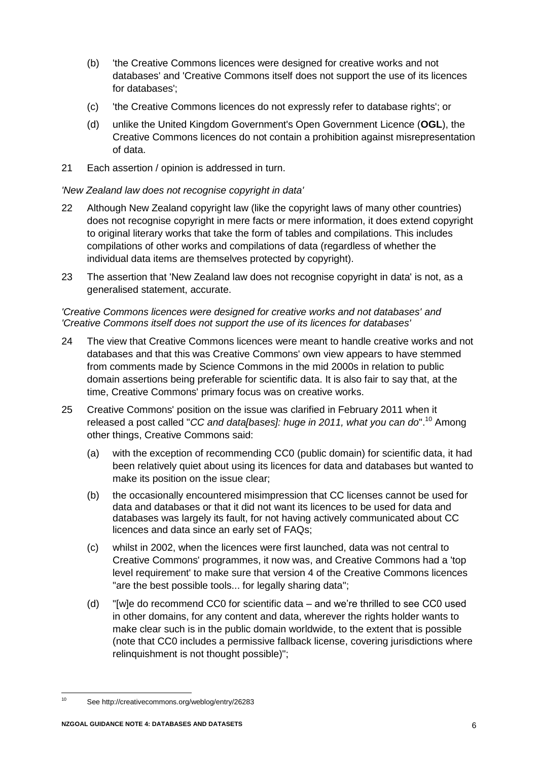(b) 'the Creative Commons licences were designed for creative works and not databases' and 'Creative Commons itself does not support the use of its licences for databases';

(c) 'the Creative Commons licences do not expressly refer to database rights'; or

(d) unlike the United Kingdom Government's Open Government Licence (**OGL**), the Creative Commons licences do not contain a prohibition against misrepresentation of data.

21 Each assertion / opinion is addressed in turn.

*'New Zealand law does not recognise copyright in data'*

22 Although New Zealand copyright law (like the copyright laws of many other countries) does not recognise copyright in mere facts or mere information, it does extend copyright to original literary works that take the form of tables and compilations. This includes compilations of other works and compilations of data (regardless of whether the individual data items are themselves protected by copyright).

23 The assertion that 'New Zealand law does not recognise copyright in data' is not, as a generalised statement, accurate.

*'Creative Commons licences were designed for creative works and not databases' and 'Creative Commons itself does not support the use of its licences for databases'*

24 The view that Creative Commons licences were meant to handle creative works and not databases and that this was Creative Commons' own view appears to have stemmed from comments made by Science Commons in the mid 2000s in relation to public domain assertions being preferable for scientific data. It is also fair to say that, at the time, Creative Commons' primary focus was on creative works.

25 Creative Commons' position on the issue was clarified in February 2011 when it released a post called "*CC and data[bases]: huge in 2011, what you can do*".[10] Among other things, Creative Commons said:

(a) with the exception of recommending CC0 (public domain) for scientific data, it had been relatively quiet about using its licences for data and databases but wanted to make its position on the issue clear;

(b) the occasionally encountered misimpression that CC licenses cannot be used for data and databases or that it did not want its licences to be used for data and databases was largely its fault, for not having actively communicated about CC licences and data since an early set of FAQs;

(c) whilst in 2002, when the licences were first launched, data was not central to Creative Commons' programmes, it now was, and Creative Commons had a 'top level requirement' to make sure that version 4 of the Creative Commons licences "are the best possible tools... for legally sharing data";

(d) "[w]e do recommend CC0 for scientific data – and we're thrilled to see CC0 used in other domains, for any content and data, wherever the rights holder wants to make clear such is in the public domain worldwide, to the extent that is possible (note that CC0 includes a permissive fallback license, covering jurisdictions where relinquishment is not thought possible)";

[10] See http://creativecommons.org/weblog/entry/26283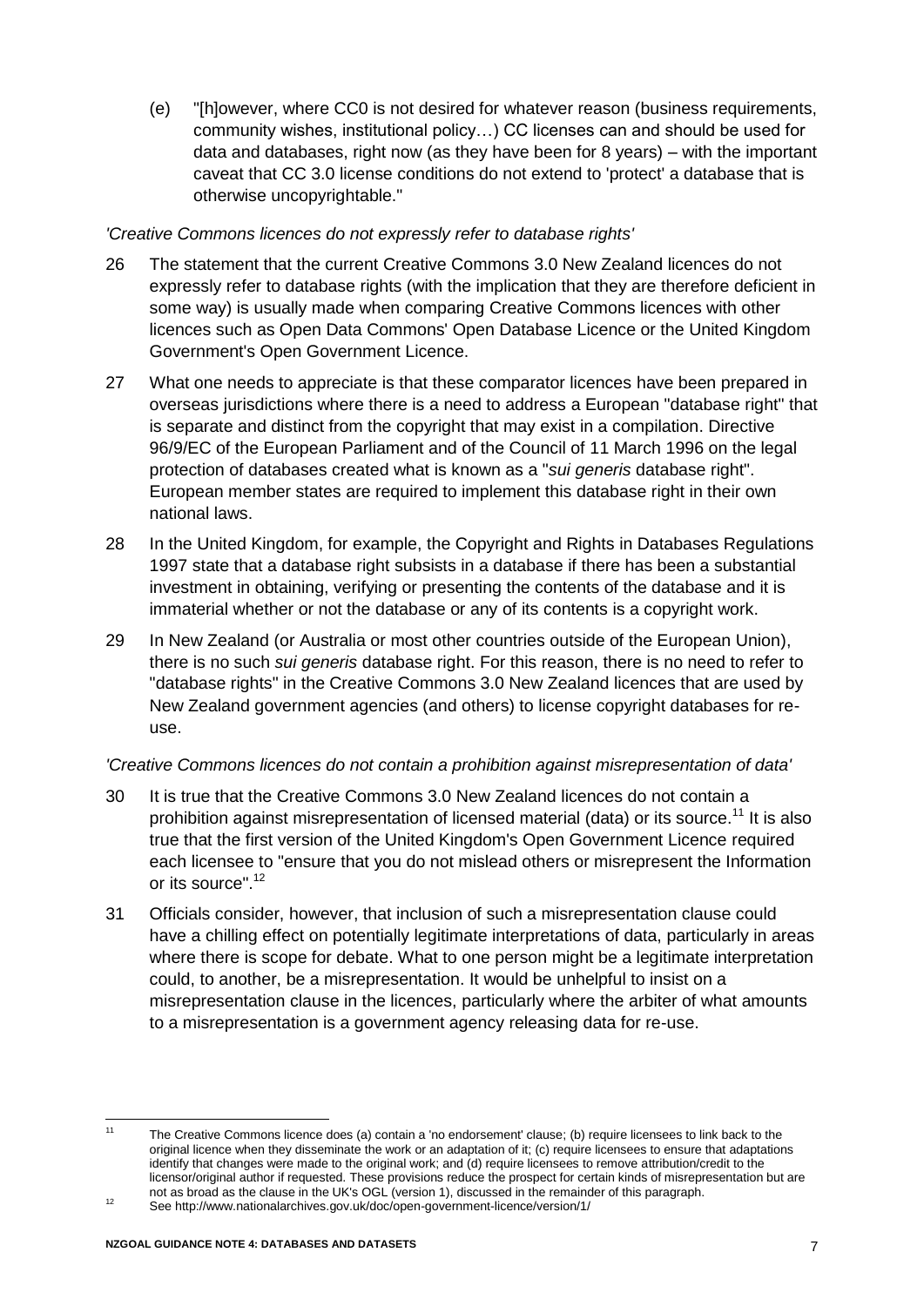(e) "[h]owever, where CC0 is not desired for whatever reason (business requirements, community wishes, institutional policy…) CC licenses can and should be used for data and databases, right now (as they have been for 8 years) – with the important caveat that CC 3.0 license conditions do not extend to 'protect' a database that is otherwise uncopyrightable."

*'Creative Commons licences do not expressly refer to database rights'*

26 The statement that the current Creative Commons 3.0 New Zealand licences do not expressly refer to database rights (with the implication that they are therefore deficient in some way) is usually made when comparing Creative Commons licences with other licences such as Open Data Commons' Open Database Licence or the United Kingdom Government's Open Government Licence.

27 What one needs to appreciate is that these comparator licences have been prepared in overseas jurisdictions where there is a need to address a European "database right" that is separate and distinct from the copyright that may exist in a compilation. Directive 96/9/EC of the European Parliament and of the Council of 11 March 1996 on the legal protection of databases created what is known as a "*sui generis* database right". European member states are required to implement this database right in their own national laws.

28 In the United Kingdom, for example, the Copyright and Rights in Databases Regulations 1997 state that a database right subsists in a database if there has been a substantial investment in obtaining, verifying or presenting the contents of the database and it is immaterial whether or not the database or any of its contents is a copyright work.

29 In New Zealand (or Australia or most other countries outside of the European Union), there is no such *sui generis* database right. For this reason, there is no need to refer to "database rights" in the Creative Commons 3.0 New Zealand licences that are used by New Zealand government agencies (and others) to license copyright databases for re-use.

*'Creative Commons licences do not contain a prohibition against misrepresentation of data'*

30 It is true that the Creative Commons 3.0 New Zealand licences do not contain a prohibition against misrepresentation of licensed material (data) or its source.[11] It is also true that the first version of the United Kingdom's Open Government Licence required each licensee to "ensure that you do not mislead others or misrepresent the Information or its source".[12]

31 Officials consider, however, that inclusion of such a misrepresentation clause could have a chilling effect on potentially legitimate interpretations of data, particularly in areas where there is scope for debate. What to one person might be a legitimate interpretation could, to another, be a misrepresentation. It would be unhelpful to insist on a misrepresentation clause in the licences, particularly where the arbiter of what amounts to a misrepresentation is a government agency releasing data for re-use.

---

[11] The Creative Commons licence does (a) contain a 'no endorsement' clause; (b) require licensees to link back to the original licence when they disseminate the work or an adaptation of it; (c) require licensees to ensure that adaptations identify that changes were made to the original work; and (d) require licensees to remove attribution/credit to the licensor/original author if requested. These provisions reduce the prospect for certain kinds of misrepresentation but are not as broad as the clause in the UK's OGL (version 1), discussed in the remainder of this paragraph.

[12] See http://www.nationalarchives.gov.uk/doc/open-government-licence/version/1/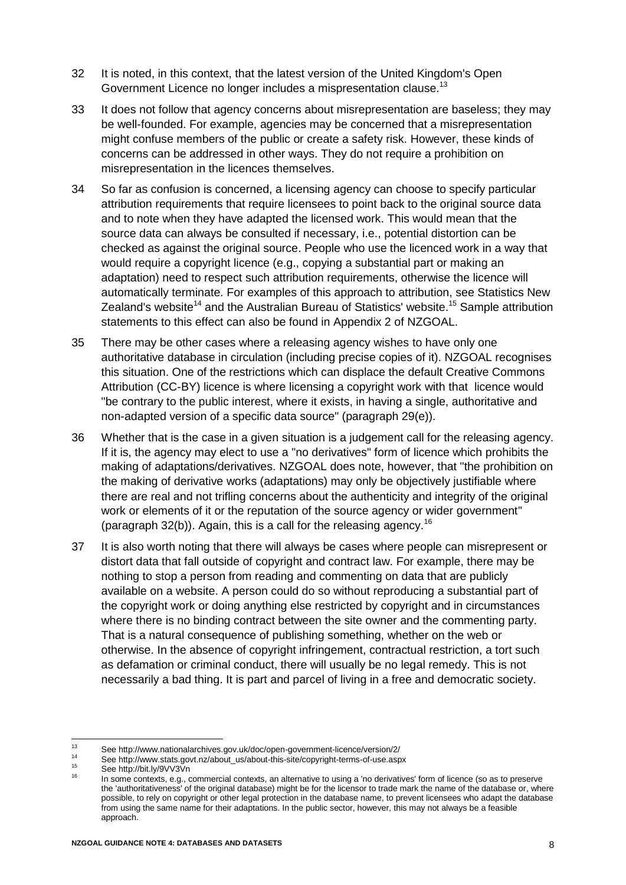32 It is noted, in this context, that the latest version of the United Kingdom's Open Government Licence no longer includes a mispresentation clause.[13]

33 It does not follow that agency concerns about misrepresentation are baseless; they may be well-founded. For example, agencies may be concerned that a misrepresentation might confuse members of the public or create a safety risk. However, these kinds of concerns can be addressed in other ways. They do not require a prohibition on misrepresentation in the licences themselves.

34 So far as confusion is concerned, a licensing agency can choose to specify particular attribution requirements that require licensees to point back to the original source data and to note when they have adapted the licensed work. This would mean that the source data can always be consulted if necessary, i.e., potential distortion can be checked as against the original source. People who use the licenced work in a way that would require a copyright licence (e.g., copying a substantial part or making an adaptation) need to respect such attribution requirements, otherwise the licence will automatically terminate. For examples of this approach to attribution, see Statistics New Zealand's website[14] and the Australian Bureau of Statistics' website.[15] Sample attribution statements to this effect can also be found in Appendix 2 of NZGOAL.

35 There may be other cases where a releasing agency wishes to have only one authoritative database in circulation (including precise copies of it). NZGOAL recognises this situation. One of the restrictions which can displace the default Creative Commons Attribution (CC-BY) licence is where licensing a copyright work with that licence would "be contrary to the public interest, where it exists, in having a single, authoritative and non-adapted version of a specific data source" (paragraph 29(e)).

36 Whether that is the case in a given situation is a judgement call for the releasing agency. If it is, the agency may elect to use a "no derivatives" form of licence which prohibits the making of adaptations/derivatives. NZGOAL does note, however, that "the prohibition on the making of derivative works (adaptations) may only be objectively justifiable where there are real and not trifling concerns about the authenticity and integrity of the original work or elements of it or the reputation of the source agency or wider government" (paragraph 32(b)). Again, this is a call for the releasing agency.[16]

37 It is also worth noting that there will always be cases where people can misrepresent or distort data that fall outside of copyright and contract law. For example, there may be nothing to stop a person from reading and commenting on data that are publicly available on a website. A person could do so without reproducing a substantial part of the copyright work or doing anything else restricted by copyright and in circumstances where there is no binding contract between the site owner and the commenting party. That is a natural consequence of publishing something, whether on the web or otherwise. In the absence of copyright infringement, contractual restriction, a tort such as defamation or criminal conduct, there will usually be no legal remedy. This is not necessarily a bad thing. It is part and parcel of living in a free and democratic society.

---

[13] See http://www.nationalarchives.gov.uk/doc/open-government-licence/version/2/

[14] See http://www.stats.govt.nz/about_us/about-this-site/copyright-terms-of-use.aspx

[15] See http://bit.ly/9VV3Vn

[16] In some contexts, e.g., commercial contexts, an alternative to using a 'no derivatives' form of licence (so as to preserve the 'authoritativeness' of the original database) might be for the licensor to trade mark the name of the database or, where possible, to rely on copyright or other legal protection in the database name, to prevent licensees who adapt the database from using the same name for their adaptations. In the public sector, however, this may not always be a feasible approach.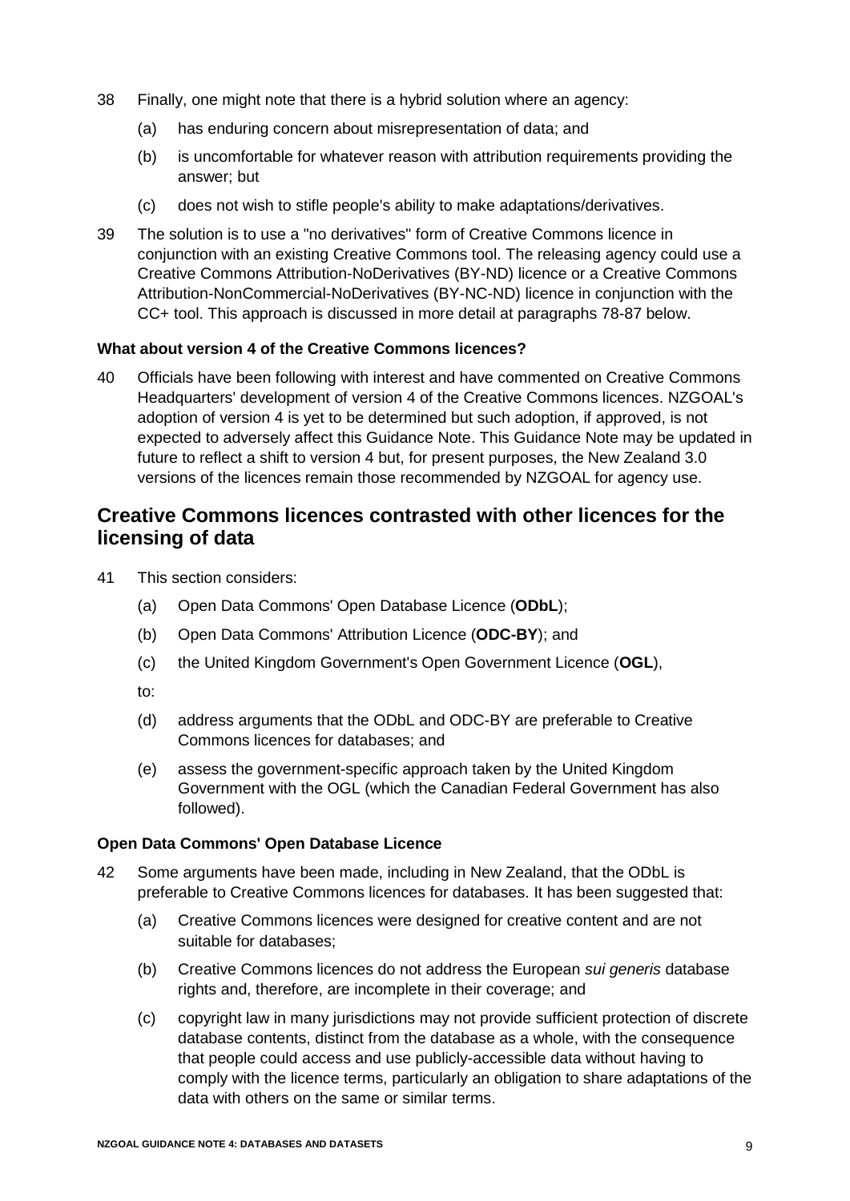38 Finally, one might note that there is a hybrid solution where an agency:

  (a) has enduring concern about misrepresentation of data; and

  (b) is uncomfortable for whatever reason with attribution requirements providing the answer; but

  (c) does not wish to stifle people's ability to make adaptations/derivatives.

39 The solution is to use a "no derivatives" form of Creative Commons licence in conjunction with an existing Creative Commons tool. The releasing agency could use a Creative Commons Attribution-NoDerivatives (BY-ND) licence or a Creative Commons Attribution-NonCommercial-NoDerivatives (BY-NC-ND) licence in conjunction with the CC+ tool. This approach is discussed in more detail at paragraphs 78-87 below.

### What about version 4 of the Creative Commons licences?

40 Officials have been following with interest and have commented on Creative Commons Headquarters' development of version 4 of the Creative Commons licences. NZGOAL's adoption of version 4 is yet to be determined but such adoption, if approved, is not expected to adversely affect this Guidance Note. This Guidance Note may be updated in future to reflect a shift to version 4 but, for present purposes, the New Zealand 3.0 versions of the licences remain those recommended by NZGOAL for agency use.

## Creative Commons licences contrasted with other licences for the licensing of data

41 This section considers:

  (a) Open Data Commons' Open Database Licence (**ODbL**);

  (b) Open Data Commons' Attribution Licence (**ODC-BY**); and

  (c) the United Kingdom Government's Open Government Licence (**OGL**),

  to:

  (d) address arguments that the ODbL and ODC-BY are preferable to Creative Commons licences for databases; and

  (e) assess the government-specific approach taken by the United Kingdom Government with the OGL (which the Canadian Federal Government has also followed).

### Open Data Commons' Open Database Licence

42 Some arguments have been made, including in New Zealand, that the ODbL is preferable to Creative Commons licences for databases. It has been suggested that:

  (a) Creative Commons licences were designed for creative content and are not suitable for databases;

  (b) Creative Commons licences do not address the European *sui generis* database rights and, therefore, are incomplete in their coverage; and

  (c) copyright law in many jurisdictions may not provide sufficient protection of discrete database contents, distinct from the database as a whole, with the consequence that people could access and use publicly-accessible data without having to comply with the licence terms, particularly an obligation to share adaptations of the data with others on the same or similar terms.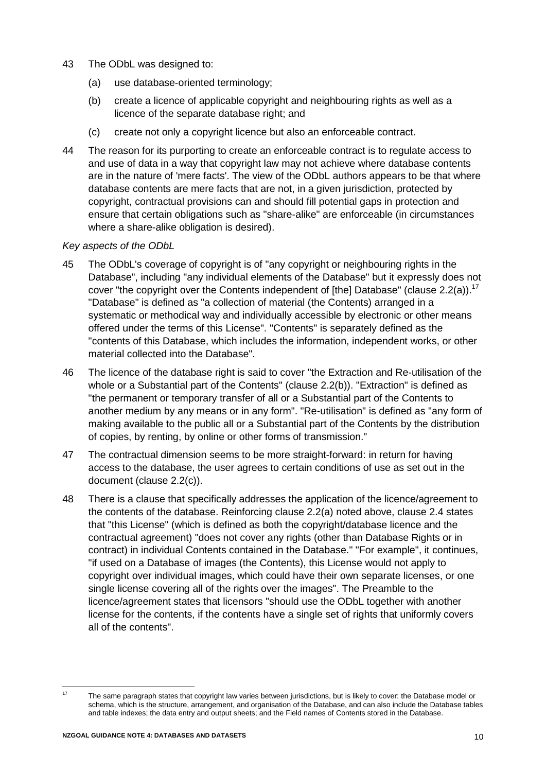43 The ODbL was designed to:

(a) use database-oriented terminology;

(b) create a licence of applicable copyright and neighbouring rights as well as a licence of the separate database right; and

(c) create not only a copyright licence but also an enforceable contract.

44 The reason for its purporting to create an enforceable contract is to regulate access to and use of data in a way that copyright law may not achieve where database contents are in the nature of 'mere facts'. The view of the ODbL authors appears to be that where database contents are mere facts that are not, in a given jurisdiction, protected by copyright, contractual provisions can and should fill potential gaps in protection and ensure that certain obligations such as "share-alike" are enforceable (in circumstances where a share-alike obligation is desired).

*Key aspects of the ODbL*

45 The ODbL's coverage of copyright is of "any copyright or neighbouring rights in the Database", including "any individual elements of the Database" but it expressly does not cover "the copyright over the Contents independent of [the] Database" (clause 2.2(a)).[17] "Database" is defined as "a collection of material (the Contents) arranged in a systematic or methodical way and individually accessible by electronic or other means offered under the terms of this License". "Contents" is separately defined as the "contents of this Database, which includes the information, independent works, or other material collected into the Database".

46 The licence of the database right is said to cover "the Extraction and Re-utilisation of the whole or a Substantial part of the Contents" (clause 2.2(b)). "Extraction" is defined as "the permanent or temporary transfer of all or a Substantial part of the Contents to another medium by any means or in any form". "Re-utilisation" is defined as "any form of making available to the public all or a Substantial part of the Contents by the distribution of copies, by renting, by online or other forms of transmission."

47 The contractual dimension seems to be more straight-forward: in return for having access to the database, the user agrees to certain conditions of use as set out in the document (clause 2.2(c)).

48 There is a clause that specifically addresses the application of the licence/agreement to the contents of the database. Reinforcing clause 2.2(a) noted above, clause 2.4 states that "this License" (which is defined as both the copyright/database licence and the contractual agreement) "does not cover any rights (other than Database Rights or in contract) in individual Contents contained in the Database." "For example", it continues, "if used on a Database of images (the Contents), this License would not apply to copyright over individual images, which could have their own separate licenses, or one single license covering all of the rights over the images". The Preamble to the licence/agreement states that licensors "should use the ODbL together with another license for the contents, if the contents have a single set of rights that uniformly covers all of the contents".

---

[17] The same paragraph states that copyright law varies between jurisdictions, but is likely to cover: the Database model or schema, which is the structure, arrangement, and organisation of the Database, and can also include the Database tables and table indexes; the data entry and output sheets; and the Field names of Contents stored in the Database.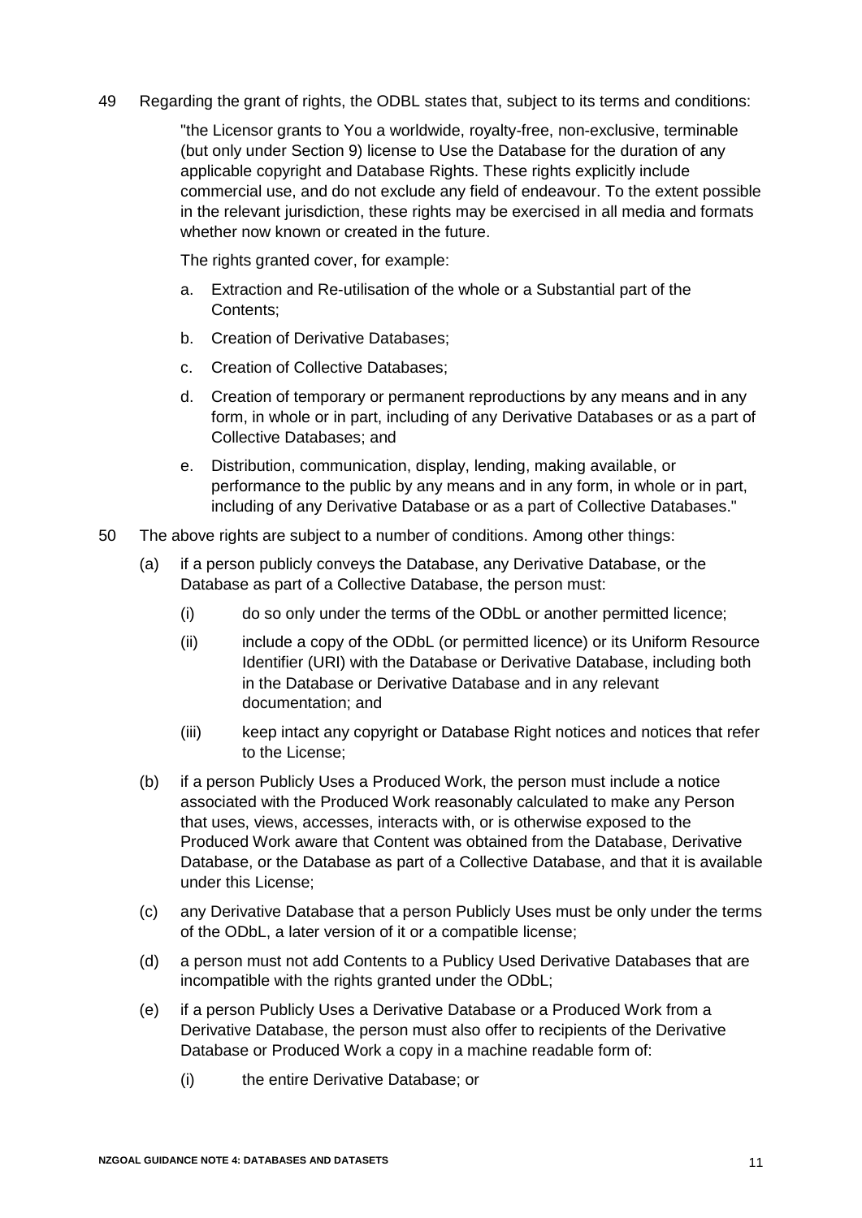49 Regarding the grant of rights, the ODBL states that, subject to its terms and conditions:

> "the Licensor grants to You a worldwide, royalty-free, non-exclusive, terminable (but only under Section 9) license to Use the Database for the duration of any applicable copyright and Database Rights. These rights explicitly include commercial use, and do not exclude any field of endeavour. To the extent possible in the relevant jurisdiction, these rights may be exercised in all media and formats whether now known or created in the future.
>
> The rights granted cover, for example:
>
> a. Extraction and Re-utilisation of the whole or a Substantial part of the Contents;
>
> b. Creation of Derivative Databases;
>
> c. Creation of Collective Databases;
>
> d. Creation of temporary or permanent reproductions by any means and in any form, in whole or in part, including of any Derivative Databases or as a part of Collective Databases; and
>
> e. Distribution, communication, display, lending, making available, or performance to the public by any means and in any form, in whole or in part, including of any Derivative Database or as a part of Collective Databases."

50 The above rights are subject to a number of conditions. Among other things:

- (a) if a person publicly conveys the Database, any Derivative Database, or the Database as part of a Collective Database, the person must:
  - (i) do so only under the terms of the ODbL or another permitted licence;
  - (ii) include a copy of the ODbL (or permitted licence) or its Uniform Resource Identifier (URI) with the Database or Derivative Database, including both in the Database or Derivative Database and in any relevant documentation; and
  - (iii) keep intact any copyright or Database Right notices and notices that refer to the License;
- (b) if a person Publicly Uses a Produced Work, the person must include a notice associated with the Produced Work reasonably calculated to make any Person that uses, views, accesses, interacts with, or is otherwise exposed to the Produced Work aware that Content was obtained from the Database, Derivative Database, or the Database as part of a Collective Database, and that it is available under this License;
- (c) any Derivative Database that a person Publicly Uses must be only under the terms of the ODbL, a later version of it or a compatible license;
- (d) a person must not add Contents to a Publicy Used Derivative Databases that are incompatible with the rights granted under the ODbL;
- (e) if a person Publicly Uses a Derivative Database or a Produced Work from a Derivative Database, the person must also offer to recipients of the Derivative Database or Produced Work a copy in a machine readable form of:
  - (i) the entire Derivative Database; or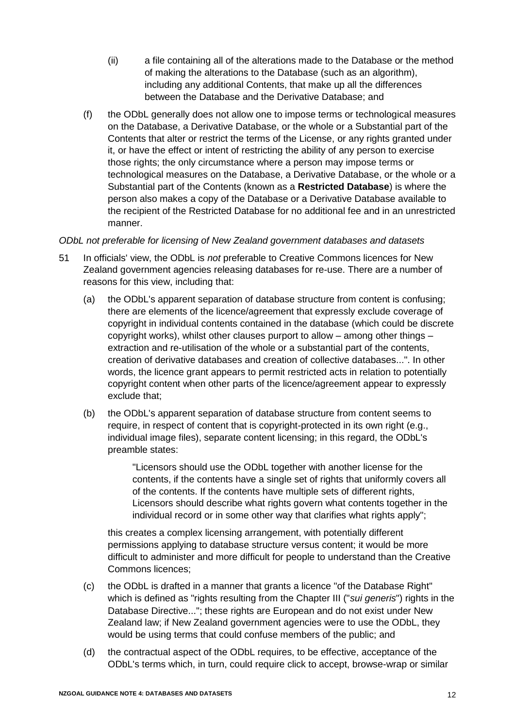(ii) a file containing all of the alterations made to the Database or the method of making the alterations to the Database (such as an algorithm), including any additional Contents, that make up all the differences between the Database and the Derivative Database; and

(f) the ODbL generally does not allow one to impose terms or technological measures on the Database, a Derivative Database, or the whole or a Substantial part of the Contents that alter or restrict the terms of the License, or any rights granted under it, or have the effect or intent of restricting the ability of any person to exercise those rights; the only circumstance where a person may impose terms or technological measures on the Database, a Derivative Database, or the whole or a Substantial part of the Contents (known as a **Restricted Database**) is where the person also makes a copy of the Database or a Derivative Database available to the recipient of the Restricted Database for no additional fee and in an unrestricted manner.

*ODbL not preferable for licensing of New Zealand government databases and datasets*

51 In officials' view, the ODbL is *not* preferable to Creative Commons licences for New Zealand government agencies releasing databases for re-use. There are a number of reasons for this view, including that:

(a) the ODbL's apparent separation of database structure from content is confusing; there are elements of the licence/agreement that expressly exclude coverage of copyright in individual contents contained in the database (which could be discrete copyright works), whilst other clauses purport to allow – among other things – extraction and re-utilisation of the whole or a substantial part of the contents, creation of derivative databases and creation of collective databases...". In other words, the licence grant appears to permit restricted acts in relation to potentially copyright content when other parts of the licence/agreement appear to expressly exclude that;

(b) the ODbL's apparent separation of database structure from content seems to require, in respect of content that is copyright-protected in its own right (e.g., individual image files), separate content licensing; in this regard, the ODbL's preamble states:

> "Licensors should use the ODbL together with another license for the contents, if the contents have a single set of rights that uniformly covers all of the contents. If the contents have multiple sets of different rights, Licensors should describe what rights govern what contents together in the individual record or in some other way that clarifies what rights apply";

this creates a complex licensing arrangement, with potentially different permissions applying to database structure versus content; it would be more difficult to administer and more difficult for people to understand than the Creative Commons licences;

(c) the ODbL is drafted in a manner that grants a licence "of the Database Right" which is defined as "rights resulting from the Chapter III ("*sui generis*") rights in the Database Directive..."; these rights are European and do not exist under New Zealand law; if New Zealand government agencies were to use the ODbL, they would be using terms that could confuse members of the public; and

(d) the contractual aspect of the ODbL requires, to be effective, acceptance of the ODbL's terms which, in turn, could require click to accept, browse-wrap or similar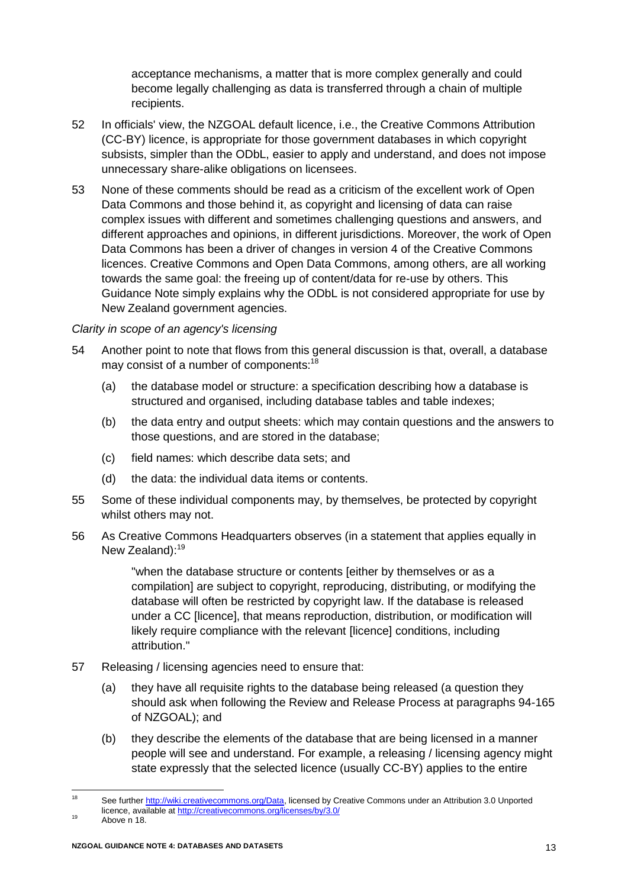acceptance mechanisms, a matter that is more complex generally and could become legally challenging as data is transferred through a chain of multiple recipients.

52 In officials' view, the NZGOAL default licence, i.e., the Creative Commons Attribution (CC-BY) licence, is appropriate for those government databases in which copyright subsists, simpler than the ODbL, easier to apply and understand, and does not impose unnecessary share-alike obligations on licensees.

53 None of these comments should be read as a criticism of the excellent work of Open Data Commons and those behind it, as copyright and licensing of data can raise complex issues with different and sometimes challenging questions and answers, and different approaches and opinions, in different jurisdictions. Moreover, the work of Open Data Commons has been a driver of changes in version 4 of the Creative Commons licences. Creative Commons and Open Data Commons, among others, are all working towards the same goal: the freeing up of content/data for re-use by others. This Guidance Note simply explains why the ODbL is not considered appropriate for use by New Zealand government agencies.

*Clarity in scope of an agency's licensing*

54 Another point to note that flows from this general discussion is that, overall, a database may consist of a number of components:[18]

(a) the database model or structure: a specification describing how a database is structured and organised, including database tables and table indexes;

(b) the data entry and output sheets: which may contain questions and the answers to those questions, and are stored in the database;

(c) field names: which describe data sets; and

(d) the data: the individual data items or contents.

55 Some of these individual components may, by themselves, be protected by copyright whilst others may not.

56 As Creative Commons Headquarters observes (in a statement that applies equally in New Zealand):[19]

> "when the database structure or contents [either by themselves or as a compilation] are subject to copyright, reproducing, distributing, or modifying the database will often be restricted by copyright law. If the database is released under a CC [licence], that means reproduction, distribution, or modification will likely require compliance with the relevant [licence] conditions, including attribution."

57 Releasing / licensing agencies need to ensure that:

(a) they have all requisite rights to the database being released (a question they should ask when following the Review and Release Process at paragraphs 94-165 of NZGOAL); and

(b) they describe the elements of the database that are being licensed in a manner people will see and understand. For example, a releasing / licensing agency might state expressly that the selected licence (usually CC-BY) applies to the entire

---

[18] See further http://wiki.creativecommons.org/Data, licensed by Creative Commons under an Attribution 3.0 Unported licence, available at http://creativecommons.org/licenses/by/3.0/

[19] Above n 18.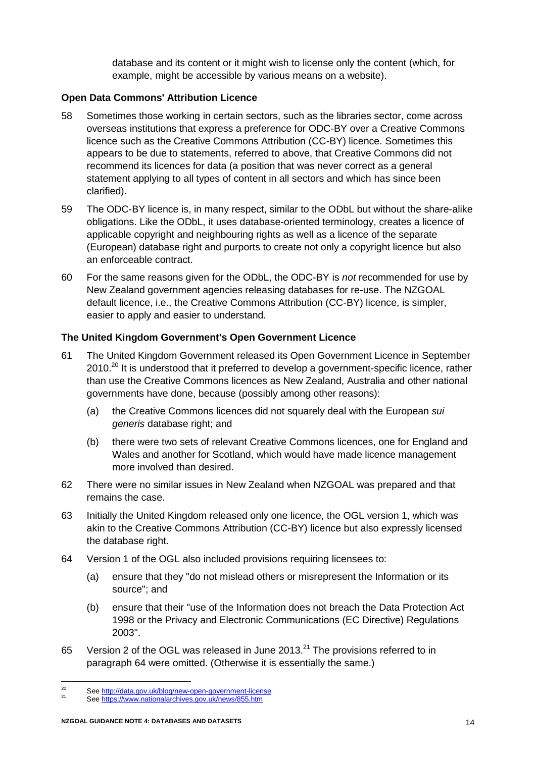database and its content or it might wish to license only the content (which, for example, might be accessible by various means on a website).

**Open Data Commons' Attribution Licence**

58 Sometimes those working in certain sectors, such as the libraries sector, come across overseas institutions that express a preference for ODC-BY over a Creative Commons licence such as the Creative Commons Attribution (CC-BY) licence. Sometimes this appears to be due to statements, referred to above, that Creative Commons did not recommend its licences for data (a position that was never correct as a general statement applying to all types of content in all sectors and which has since been clarified).

59 The ODC-BY licence is, in many respect, similar to the ODbL but without the share-alike obligations. Like the ODbL, it uses database-oriented terminology, creates a licence of applicable copyright and neighbouring rights as well as a licence of the separate (European) database right and purports to create not only a copyright licence but also an enforceable contract.

60 For the same reasons given for the ODbL, the ODC-BY is *not* recommended for use by New Zealand government agencies releasing databases for re-use. The NZGOAL default licence, i.e., the Creative Commons Attribution (CC-BY) licence, is simpler, easier to apply and easier to understand.

**The United Kingdom Government's Open Government Licence**

61 The United Kingdom Government released its Open Government Licence in September 2010.[20] It is understood that it preferred to develop a government-specific licence, rather than use the Creative Commons licences as New Zealand, Australia and other national governments have done, because (possibly among other reasons):

(a) the Creative Commons licences did not squarely deal with the European *sui generis* database right; and

(b) there were two sets of relevant Creative Commons licences, one for England and Wales and another for Scotland, which would have made licence management more involved than desired.

62 There were no similar issues in New Zealand when NZGOAL was prepared and that remains the case.

63 Initially the United Kingdom released only one licence, the OGL version 1, which was akin to the Creative Commons Attribution (CC-BY) licence but also expressly licensed the database right.

64 Version 1 of the OGL also included provisions requiring licensees to:

(a) ensure that they "do not mislead others or misrepresent the Information or its source"; and

(b) ensure that their "use of the Information does not breach the Data Protection Act 1998 or the Privacy and Electronic Communications (EC Directive) Regulations 2003".

65 Version 2 of the OGL was released in June 2013.[21] The provisions referred to in paragraph 64 were omitted. (Otherwise it is essentially the same.)

---

[20] See http://data.gov.uk/blog/new-open-government-license

[21] See https://www.nationalarchives.gov.uk/news/855.htm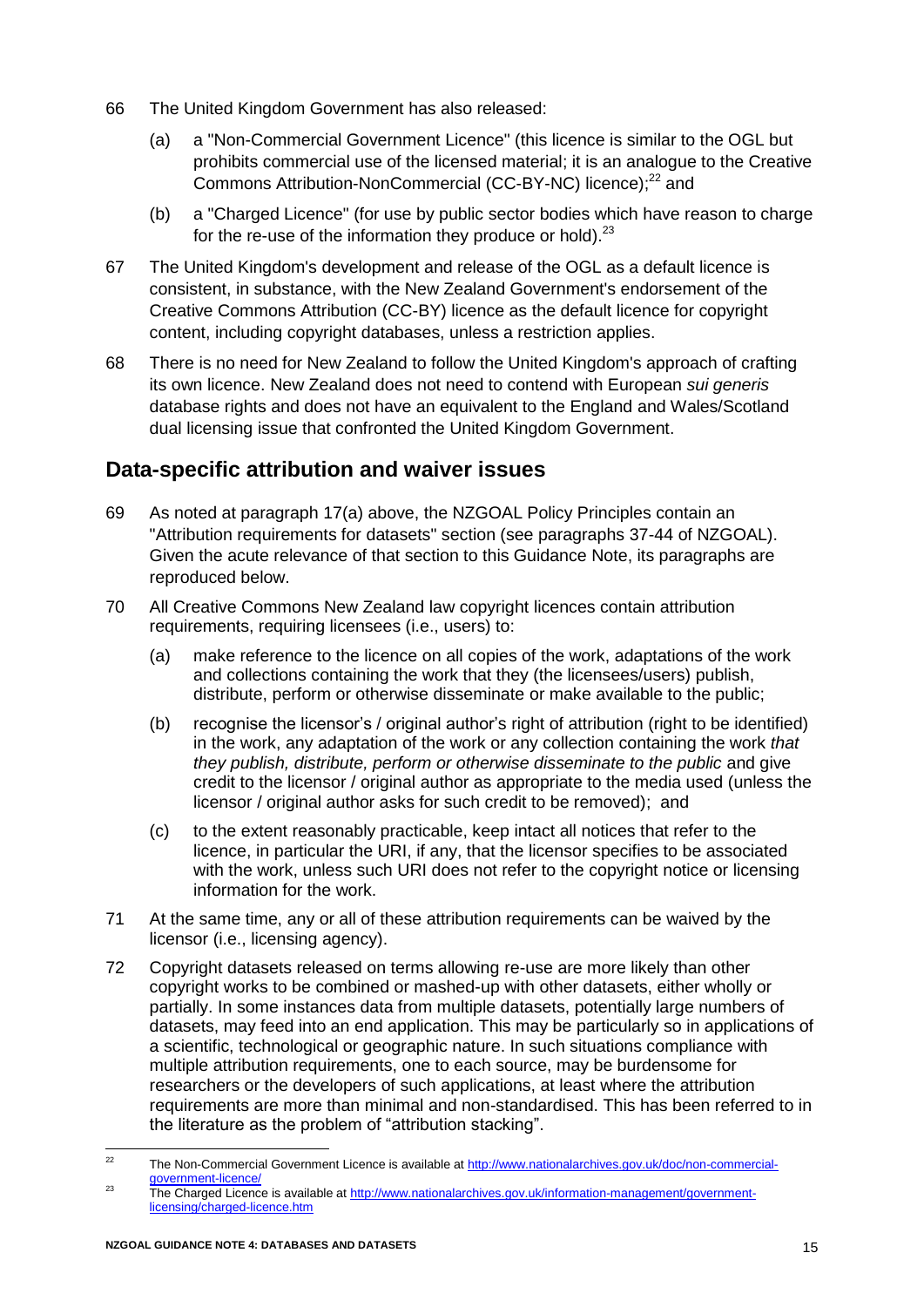66 The United Kingdom Government has also released:

(a) a "Non-Commercial Government Licence" (this licence is similar to the OGL but prohibits commercial use of the licensed material; it is an analogue to the Creative Commons Attribution-NonCommercial (CC-BY-NC) licence);[22] and

(b) a "Charged Licence" (for use by public sector bodies which have reason to charge for the re-use of the information they produce or hold).[23]

67 The United Kingdom's development and release of the OGL as a default licence is consistent, in substance, with the New Zealand Government's endorsement of the Creative Commons Attribution (CC-BY) licence as the default licence for copyright content, including copyright databases, unless a restriction applies.

68 There is no need for New Zealand to follow the United Kingdom's approach of crafting its own licence. New Zealand does not need to contend with European *sui generis* database rights and does not have an equivalent to the England and Wales/Scotland dual licensing issue that confronted the United Kingdom Government.

## Data-specific attribution and waiver issues

69 As noted at paragraph 17(a) above, the NZGOAL Policy Principles contain an "Attribution requirements for datasets" section (see paragraphs 37-44 of NZGOAL). Given the acute relevance of that section to this Guidance Note, its paragraphs are reproduced below.

70 All Creative Commons New Zealand law copyright licences contain attribution requirements, requiring licensees (i.e., users) to:

(a) make reference to the licence on all copies of the work, adaptations of the work and collections containing the work that they (the licensees/users) publish, distribute, perform or otherwise disseminate or make available to the public;

(b) recognise the licensor's / original author's right of attribution (right to be identified) in the work, any adaptation of the work or any collection containing the work *that they publish, distribute, perform or otherwise disseminate to the public* and give credit to the licensor / original author as appropriate to the media used (unless the licensor / original author asks for such credit to be removed); and

(c) to the extent reasonably practicable, keep intact all notices that refer to the licence, in particular the URI, if any, that the licensor specifies to be associated with the work, unless such URI does not refer to the copyright notice or licensing information for the work.

71 At the same time, any or all of these attribution requirements can be waived by the licensor (i.e., licensing agency).

72 Copyright datasets released on terms allowing re-use are more likely than other copyright works to be combined or mashed-up with other datasets, either wholly or partially. In some instances data from multiple datasets, potentially large numbers of datasets, may feed into an end application. This may be particularly so in applications of a scientific, technological or geographic nature. In such situations compliance with multiple attribution requirements, one to each source, may be burdensome for researchers or the developers of such applications, at least where the attribution requirements are more than minimal and non-standardised. This has been referred to in the literature as the problem of "attribution stacking".

---

[22] The Non-Commercial Government Licence is available at http://www.nationalarchives.gov.uk/doc/non-commercial-government-licence/

[23] The Charged Licence is available at http://www.nationalarchives.gov.uk/information-management/government-licensing/charged-licence.htm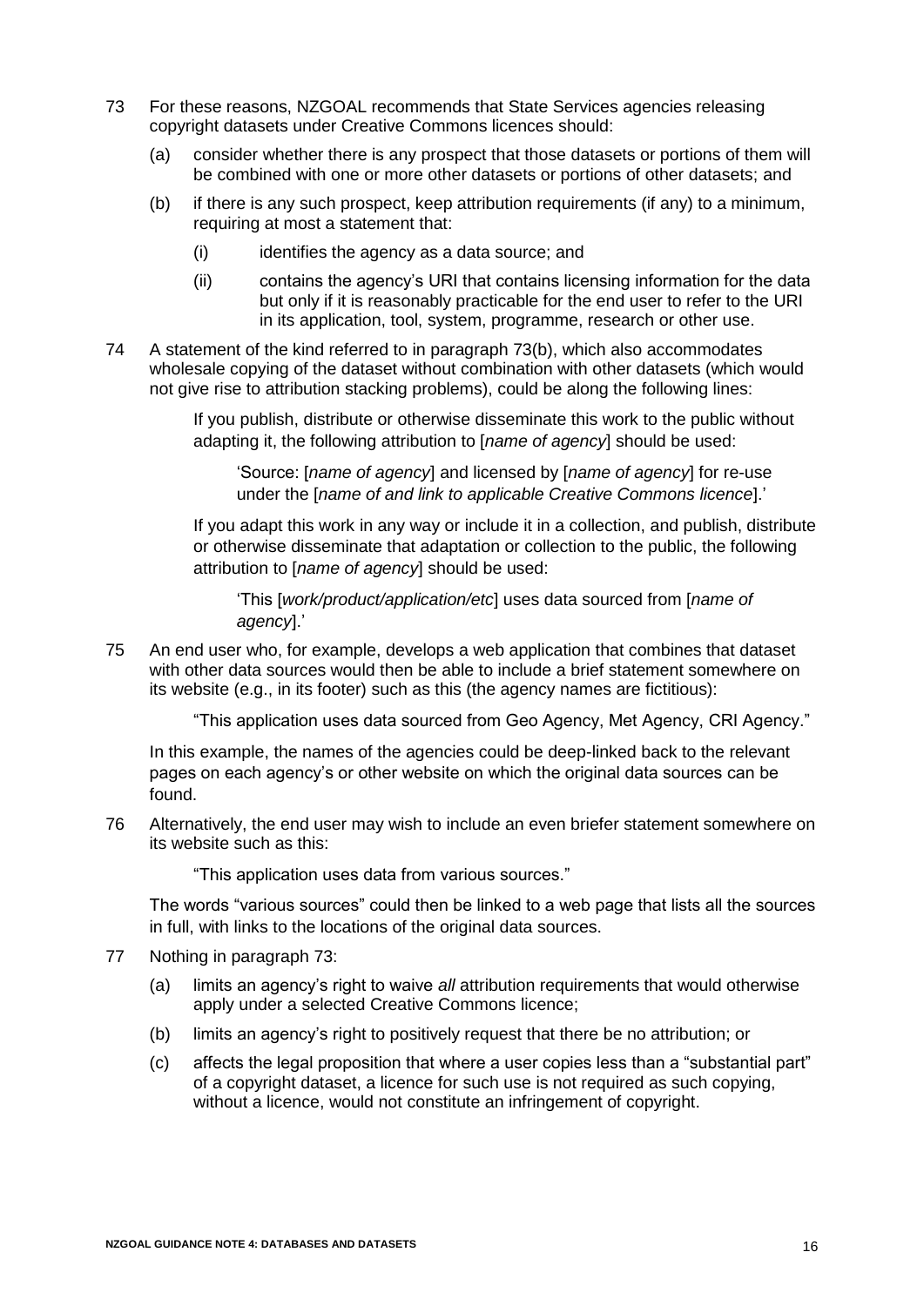73 For these reasons, NZGOAL recommends that State Services agencies releasing copyright datasets under Creative Commons licences should:

(a) consider whether there is any prospect that those datasets or portions of them will be combined with one or more other datasets or portions of other datasets; and

(b) if there is any such prospect, keep attribution requirements (if any) to a minimum, requiring at most a statement that:

(i) identifies the agency as a data source; and

(ii) contains the agency's URI that contains licensing information for the data but only if it is reasonably practicable for the end user to refer to the URI in its application, tool, system, programme, research or other use.

74 A statement of the kind referred to in paragraph 73(b), which also accommodates wholesale copying of the dataset without combination with other datasets (which would not give rise to attribution stacking problems), could be along the following lines:

> If you publish, distribute or otherwise disseminate this work to the public without adapting it, the following attribution to [*name of agency*] should be used:
>
> > 'Source: [*name of agency*] and licensed by [*name of agency*] for re-use under the [*name of and link to applicable Creative Commons licence*].'
>
> If you adapt this work in any way or include it in a collection, and publish, distribute or otherwise disseminate that adaptation or collection to the public, the following attribution to [*name of agency*] should be used:
>
> > 'This [*work/product/application/etc*] uses data sourced from [*name of agency*].'

75 An end user who, for example, develops a web application that combines that dataset with other data sources would then be able to include a brief statement somewhere on its website (e.g., in its footer) such as this (the agency names are fictitious):

> "This application uses data sourced from Geo Agency, Met Agency, CRI Agency."

In this example, the names of the agencies could be deep-linked back to the relevant pages on each agency's or other website on which the original data sources can be found.

76 Alternatively, the end user may wish to include an even briefer statement somewhere on its website such as this:

> "This application uses data from various sources."

The words "various sources" could then be linked to a web page that lists all the sources in full, with links to the locations of the original data sources.

77 Nothing in paragraph 73:

(a) limits an agency's right to waive *all* attribution requirements that would otherwise apply under a selected Creative Commons licence;

(b) limits an agency's right to positively request that there be no attribution; or

(c) affects the legal proposition that where a user copies less than a "substantial part" of a copyright dataset, a licence for such use is not required as such copying, without a licence, would not constitute an infringement of copyright.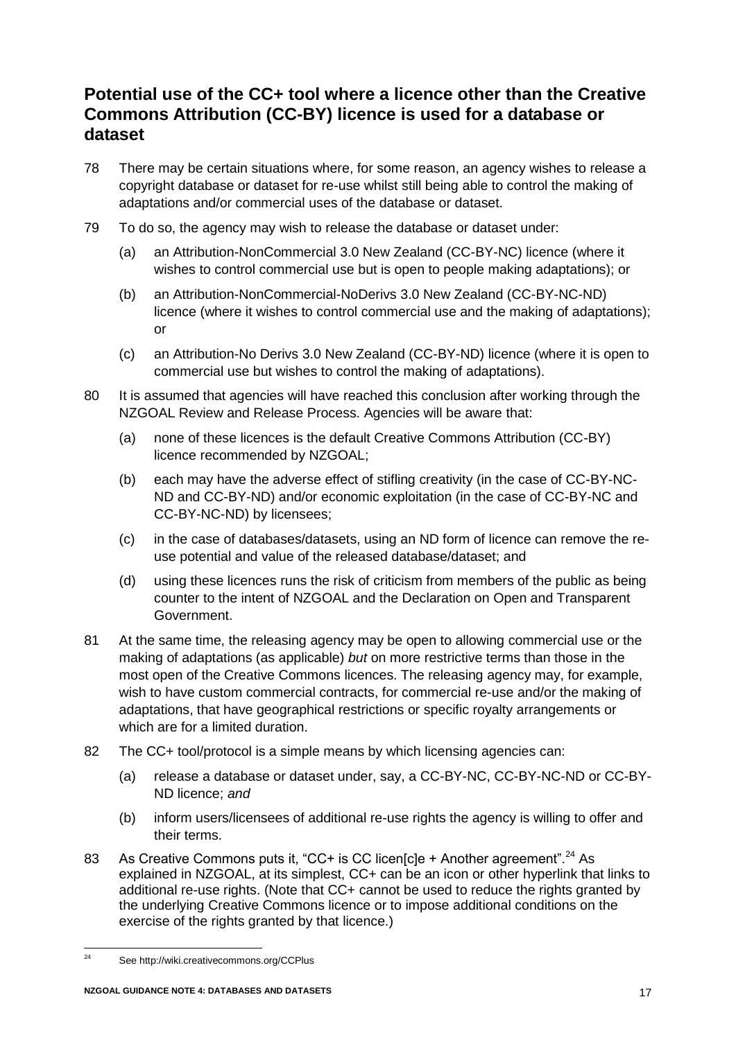## Potential use of the CC+ tool where a licence other than the Creative Commons Attribution (CC-BY) licence is used for a database or dataset

78 There may be certain situations where, for some reason, an agency wishes to release a copyright database or dataset for re-use whilst still being able to control the making of adaptations and/or commercial uses of the database or dataset.

79 To do so, the agency may wish to release the database or dataset under:

(a) an Attribution-NonCommercial 3.0 New Zealand (CC-BY-NC) licence (where it wishes to control commercial use but is open to people making adaptations); or

(b) an Attribution-NonCommercial-NoDerivs 3.0 New Zealand (CC-BY-NC-ND) licence (where it wishes to control commercial use and the making of adaptations); or

(c) an Attribution-No Derivs 3.0 New Zealand (CC-BY-ND) licence (where it is open to commercial use but wishes to control the making of adaptations).

80 It is assumed that agencies will have reached this conclusion after working through the NZGOAL Review and Release Process. Agencies will be aware that:

(a) none of these licences is the default Creative Commons Attribution (CC-BY) licence recommended by NZGOAL;

(b) each may have the adverse effect of stifling creativity (in the case of CC-BY-NC-ND and CC-BY-ND) and/or economic exploitation (in the case of CC-BY-NC and CC-BY-NC-ND) by licensees;

(c) in the case of databases/datasets, using an ND form of licence can remove the re-use potential and value of the released database/dataset; and

(d) using these licences runs the risk of criticism from members of the public as being counter to the intent of NZGOAL and the Declaration on Open and Transparent Government.

81 At the same time, the releasing agency may be open to allowing commercial use or the making of adaptations (as applicable) *but* on more restrictive terms than those in the most open of the Creative Commons licences. The releasing agency may, for example, wish to have custom commercial contracts, for commercial re-use and/or the making of adaptations, that have geographical restrictions or specific royalty arrangements or which are for a limited duration.

82 The CC+ tool/protocol is a simple means by which licensing agencies can:

(a) release a database or dataset under, say, a CC-BY-NC, CC-BY-NC-ND or CC-BY-ND licence; *and*

(b) inform users/licensees of additional re-use rights the agency is willing to offer and their terms.

83 As Creative Commons puts it, "CC+ is CC licen[c]e + Another agreement".[24] As explained in NZGOAL, at its simplest, CC+ can be an icon or other hyperlink that links to additional re-use rights. (Note that CC+ cannot be used to reduce the rights granted by the underlying Creative Commons licence or to impose additional conditions on the exercise of the rights granted by that licence.)

[24] See http://wiki.creativecommons.org/CCPlus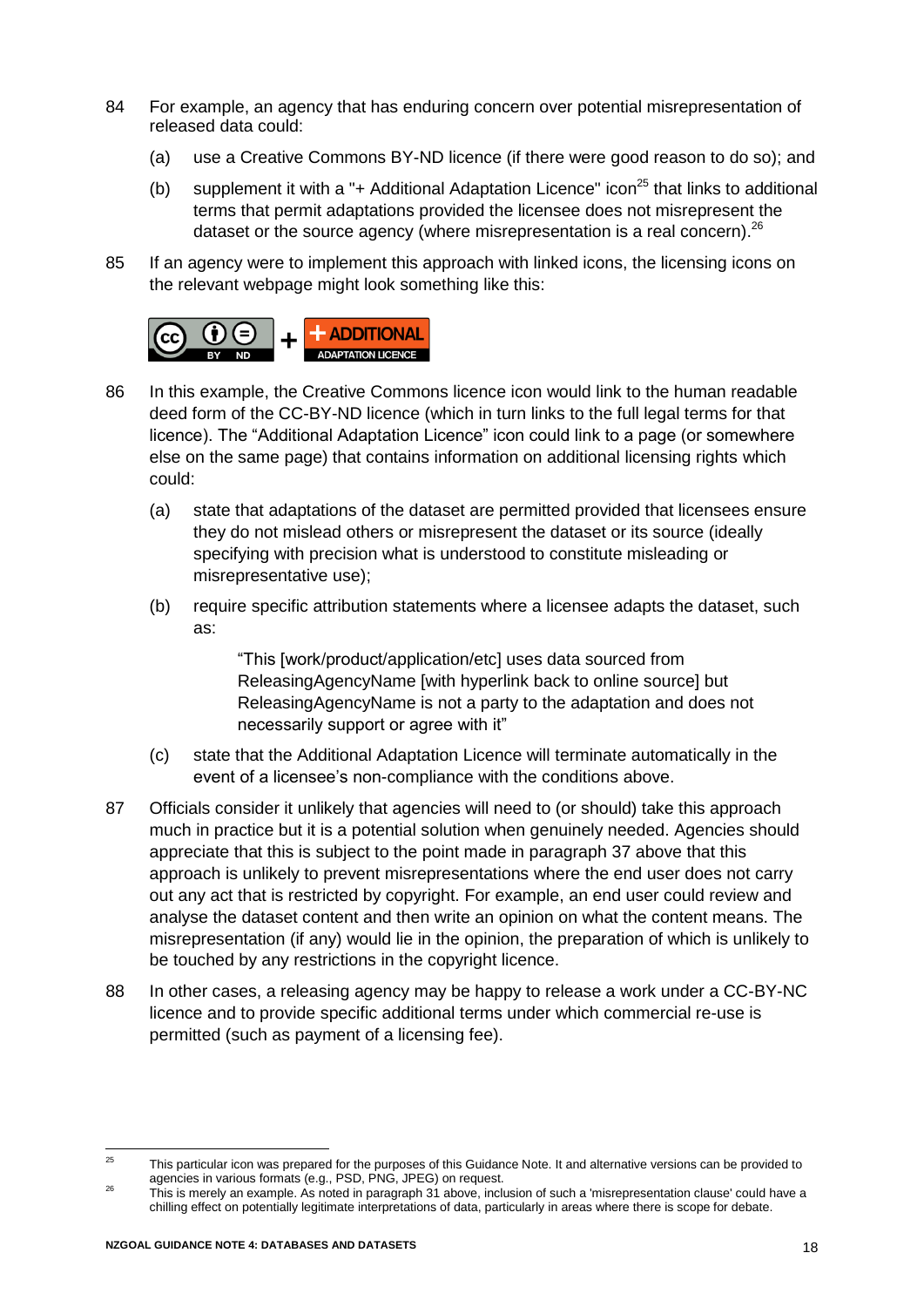84 For example, an agency that has enduring concern over potential misrepresentation of released data could:

   (a) use a Creative Commons BY-ND licence (if there were good reason to do so); and

   (b) supplement it with a "+ Additional Adaptation Licence" icon[25] that links to additional terms that permit adaptations provided the licensee does not misrepresent the dataset or the source agency (where misrepresentation is a real concern).[26]

85 If an agency were to implement this approach with linked icons, the licensing icons on the relevant webpage might look something like this:

86 In this example, the Creative Commons licence icon would link to the human readable deed form of the CC-BY-ND licence (which in turn links to the full legal terms for that licence). The "Additional Adaptation Licence" icon could link to a page (or somewhere else on the same page) that contains information on additional licensing rights which could:

   (a) state that adaptations of the dataset are permitted provided that licensees ensure they do not mislead others or misrepresent the dataset or its source (ideally specifying with precision what is understood to constitute misleading or misrepresentative use);

   (b) require specific attribution statements where a licensee adapts the dataset, such as:

   > "This [work/product/application/etc] uses data sourced from ReleasingAgencyName [with hyperlink back to online source] but ReleasingAgencyName is not a party to the adaptation and does not necessarily support or agree with it"

   (c) state that the Additional Adaptation Licence will terminate automatically in the event of a licensee's non-compliance with the conditions above.

87 Officials consider it unlikely that agencies will need to (or should) take this approach much in practice but it is a potential solution when genuinely needed. Agencies should appreciate that this is subject to the point made in paragraph 37 above that this approach is unlikely to prevent misrepresentations where the end user does not carry out any act that is restricted by copyright. For example, an end user could review and analyse the dataset content and then write an opinion on what the content means. The misrepresentation (if any) would lie in the opinion, the preparation of which is unlikely to be touched by any restrictions in the copyright licence.

88 In other cases, a releasing agency may be happy to release a work under a CC-BY-NC licence and to provide specific additional terms under which commercial re-use is permitted (such as payment of a licensing fee).

---

[25] This particular icon was prepared for the purposes of this Guidance Note. It and alternative versions can be provided to agencies in various formats (e.g., PSD, PNG, JPEG) on request.

[26] This is merely an example. As noted in paragraph 31 above, inclusion of such a 'misrepresentation clause' could have a chilling effect on potentially legitimate interpretations of data, particularly in areas where there is scope for debate.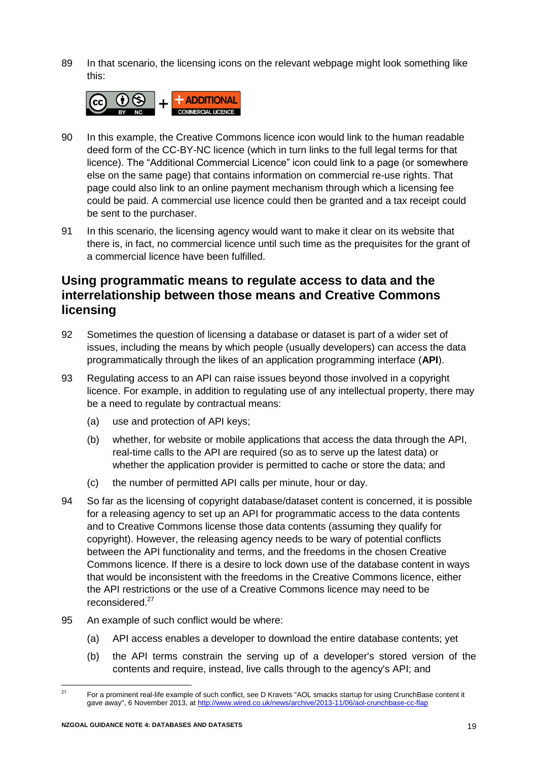89 In that scenario, the licensing icons on the relevant webpage might look something like this:

90 In this example, the Creative Commons licence icon would link to the human readable deed form of the CC-BY-NC licence (which in turn links to the full legal terms for that licence). The “Additional Commercial Licence” icon could link to a page (or somewhere else on the same page) that contains information on commercial re-use rights. That page could also link to an online payment mechanism through which a licensing fee could be paid. A commercial use licence could then be granted and a tax receipt could be sent to the purchaser.

91 In this scenario, the licensing agency would want to make it clear on its website that there is, in fact, no commercial licence until such time as the prequisites for the grant of a commercial licence have been fulfilled.

## Using programmatic means to regulate access to data and the interrelationship between those means and Creative Commons licensing

92 Sometimes the question of licensing a database or dataset is part of a wider set of issues, including the means by which people (usually developers) can access the data programmatically through the likes of an application programming interface (**API**).

93 Regulating access to an API can raise issues beyond those involved in a copyright licence. For example, in addition to regulating use of any intellectual property, there may be a need to regulate by contractual means:

(a) use and protection of API keys;

(b) whether, for website or mobile applications that access the data through the API, real-time calls to the API are required (so as to serve up the latest data) or whether the application provider is permitted to cache or store the data; and

(c) the number of permitted API calls per minute, hour or day.

94 So far as the licensing of copyright database/dataset content is concerned, it is possible for a releasing agency to set up an API for programmatic access to the data contents and to Creative Commons license those data contents (assuming they qualify for copyright). However, the releasing agency needs to be wary of potential conflicts between the API functionality and terms, and the freedoms in the chosen Creative Commons licence. If there is a desire to lock down use of the database content in ways that would be inconsistent with the freedoms in the Creative Commons licence, either the API restrictions or the use of a Creative Commons licence may need to be reconsidered.[27]

95 An example of such conflict would be where:

(a) API access enables a developer to download the entire database contents; yet

(b) the API terms constrain the serving up of a developer's stored version of the contents and require, instead, live calls through to the agency's API; and

---

[27] For a prominent real-life example of such conflict, see D Kravets "AOL smacks startup for using CrunchBase content it gave away", 6 November 2013, at http://www.wired.co.uk/news/archive/2013-11/06/aol-crunchbase-cc-flap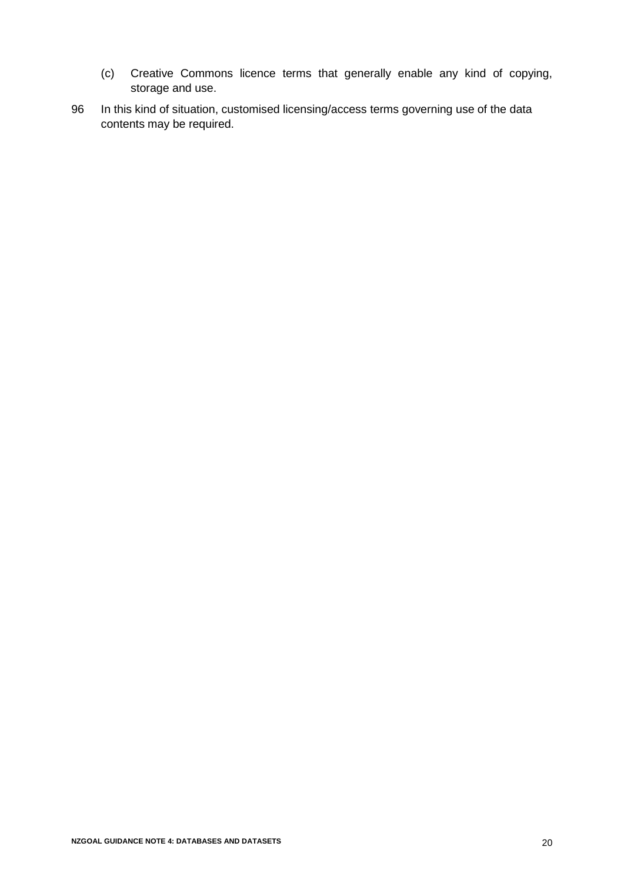(c) Creative Commons licence terms that generally enable any kind of copying, storage and use.

96 In this kind of situation, customised licensing/access terms governing use of the data contents may be required.